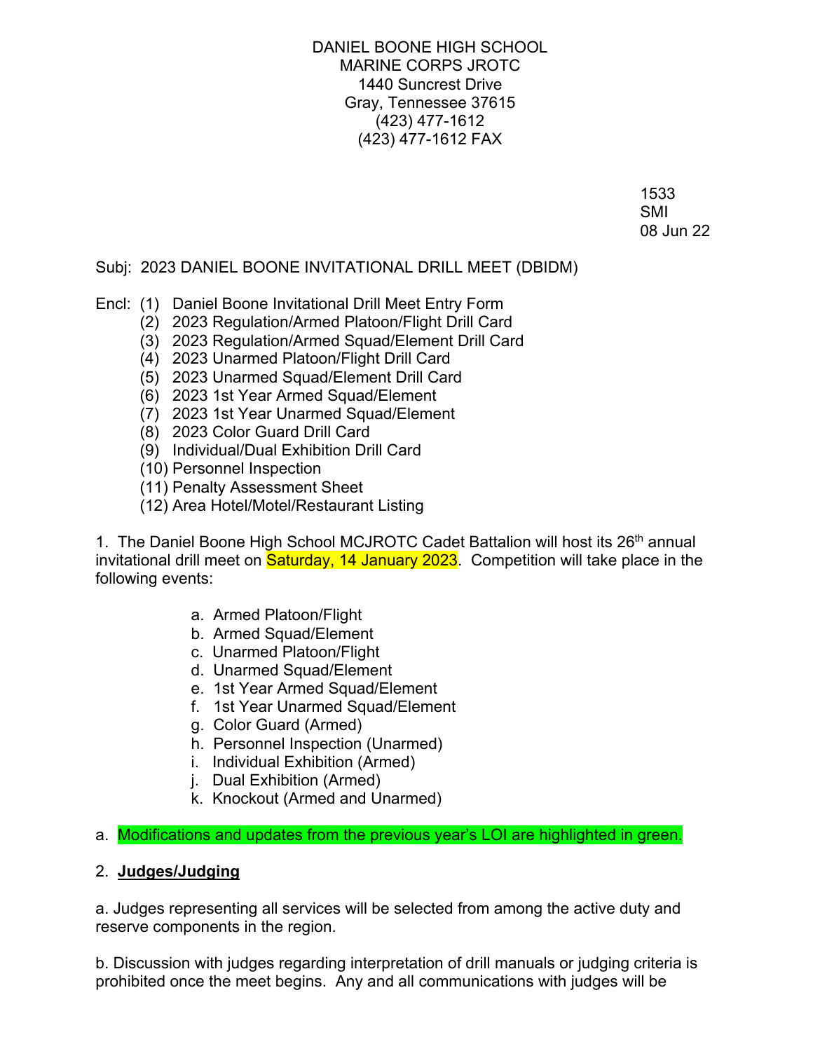DANIEL BOONE HIGH SCHOOL
MARINE CORPS JROTC
1440 Suncrest Drive
Gray, Tennessee 37615
(423) 477-1612
(423) 477-1612 FAX

1533
SMI
08 Jun 22

Subj: 2023 DANIEL BOONE INVITATIONAL DRILL MEET (DBIDM)

Encl: (1) Daniel Boone Invitational Drill Meet Entry Form
(2) 2023 Regulation/Armed Platoon/Flight Drill Card
(3) 2023 Regulation/Armed Squad/Element Drill Card
(4) 2023 Unarmed Platoon/Flight Drill Card
(5) 2023 Unarmed Squad/Element Drill Card
(6) 2023 1st Year Armed Squad/Element
(7) 2023 1st Year Unarmed Squad/Element
(8) 2023 Color Guard Drill Card
(9) Individual/Dual Exhibition Drill Card
(10) Personnel Inspection
(11) Penalty Assessment Sheet
(12) Area Hotel/Motel/Restaurant Listing

1. The Daniel Boone High School MCJROTC Cadet Battalion will host its 26th annual invitational drill meet on Saturday, 14 January 2023. Competition will take place in the following events:

a. Armed Platoon/Flight
b. Armed Squad/Element
c. Unarmed Platoon/Flight
d. Unarmed Squad/Element
e. 1st Year Armed Squad/Element
f. 1st Year Unarmed Squad/Element
g. Color Guard (Armed)
h. Personnel Inspection (Unarmed)
i. Individual Exhibition (Armed)
j. Dual Exhibition (Armed)
k. Knockout (Armed and Unarmed)

a. Modifications and updates from the previous year's LOI are highlighted in green.

2. **Judges/Judging**

a. Judges representing all services will be selected from among the active duty and reserve components in the region.

b. Discussion with judges regarding interpretation of drill manuals or judging criteria is prohibited once the meet begins. Any and all communications with judges will be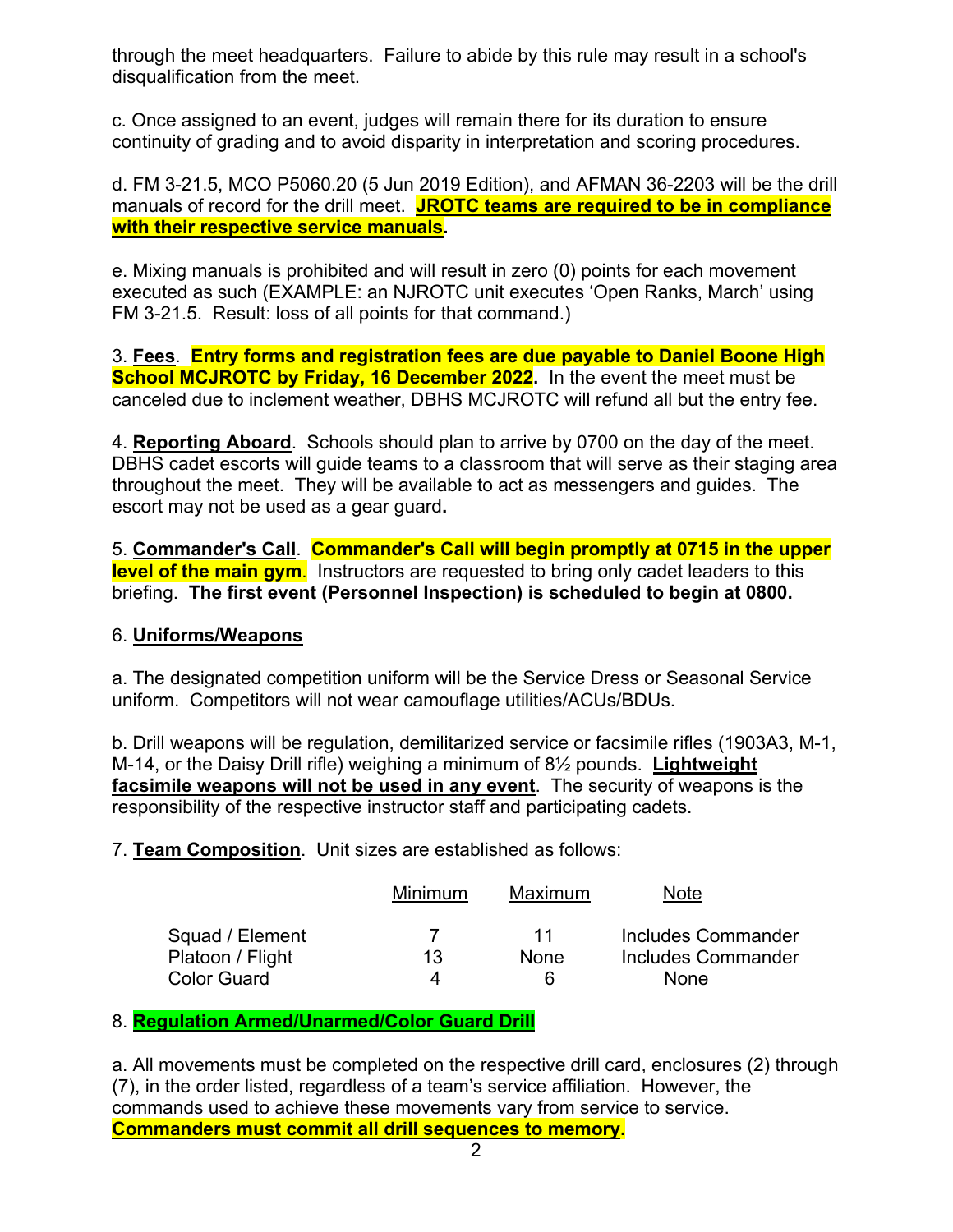through the meet headquarters. Failure to abide by this rule may result in a school's disqualification from the meet.

c. Once assigned to an event, judges will remain there for its duration to ensure continuity of grading and to avoid disparity in interpretation and scoring procedures.

d. FM 3-21.5, MCO P5060.20 (5 Jun 2019 Edition), and AFMAN 36-2203 will be the drill manuals of record for the drill meet. **JROTC teams are required to be in compliance with their respective service manuals.**

e. Mixing manuals is prohibited and will result in zero (0) points for each movement executed as such (EXAMPLE: an NJROTC unit executes 'Open Ranks, March' using FM 3-21.5. Result: loss of all points for that command.)

3. **Fees**. **Entry forms and registration fees are due payable to Daniel Boone High School MCJROTC by Friday, 16 December 2022.** In the event the meet must be canceled due to inclement weather, DBHS MCJROTC will refund all but the entry fee.

4. **Reporting Aboard**. Schools should plan to arrive by 0700 on the day of the meet. DBHS cadet escorts will guide teams to a classroom that will serve as their staging area throughout the meet. They will be available to act as messengers and guides. The escort may not be used as a gear guard.

5. **Commander's Call**. **Commander's Call will begin promptly at 0715 in the upper level of the main gym**. Instructors are requested to bring only cadet leaders to this briefing. **The first event (Personnel Inspection) is scheduled to begin at 0800.**

6. **Uniforms/Weapons**

a. The designated competition uniform will be the Service Dress or Seasonal Service uniform. Competitors will not wear camouflage utilities/ACUs/BDUs.

b. Drill weapons will be regulation, demilitarized service or facsimile rifles (1903A3, M-1, M-14, or the Daisy Drill rifle) weighing a minimum of 8½ pounds. **Lightweight facsimile weapons will not be used in any event**. The security of weapons is the responsibility of the respective instructor staff and participating cadets.

7. **Team Composition**. Unit sizes are established as follows:

| | Minimum | Maximum | Note |
|---|---|---|---|
| Squad / Element | 7 | 11 | Includes Commander |
| Platoon / Flight | 13 | None | Includes Commander |
| Color Guard | 4 | 6 | None |

8. **Regulation Armed/Unarmed/Color Guard Drill**

a. All movements must be completed on the respective drill card, enclosures (2) through (7), in the order listed, regardless of a team's service affiliation. However, the commands used to achieve these movements vary from service to service. **Commanders must commit all drill sequences to memory.**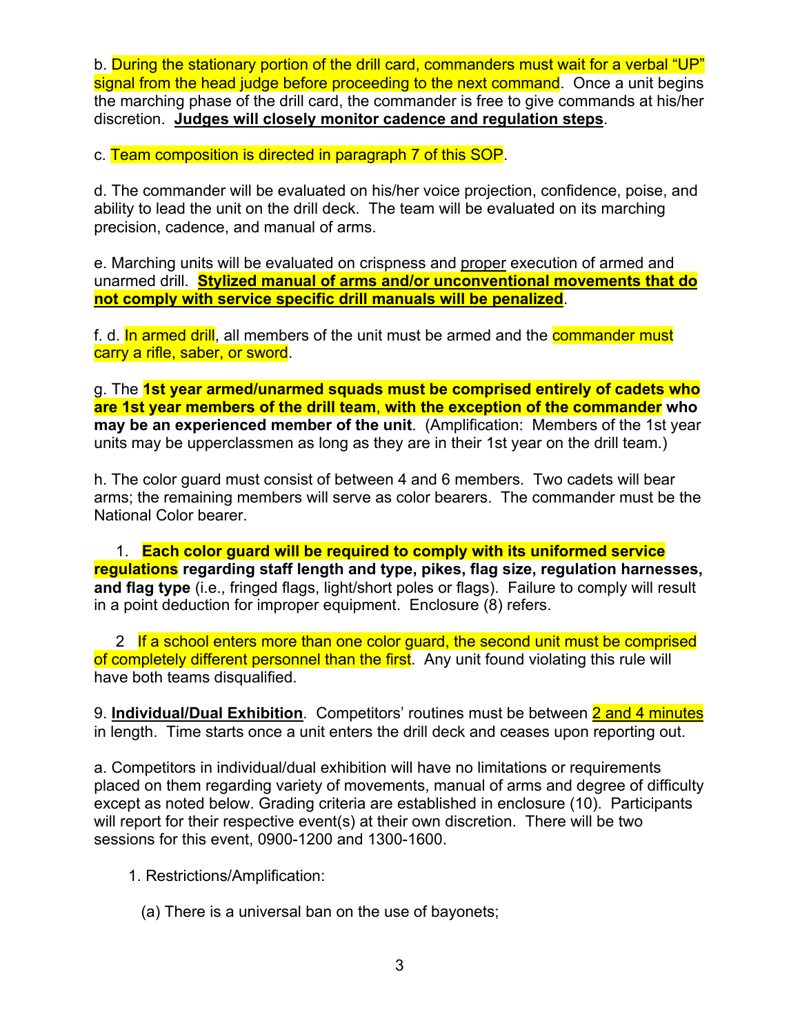b. During the stationary portion of the drill card, commanders must wait for a verbal “UP” signal from the head judge before proceeding to the next command. Once a unit begins the marching phase of the drill card, the commander is free to give commands at his/her discretion. **Judges will closely monitor cadence and regulation steps**.

c. Team composition is directed in paragraph 7 of this SOP.

d. The commander will be evaluated on his/her voice projection, confidence, poise, and ability to lead the unit on the drill deck. The team will be evaluated on its marching precision, cadence, and manual of arms.

e. Marching units will be evaluated on crispness and proper execution of armed and unarmed drill. **Stylized manual of arms and/or unconventional movements that do not comply with service specific drill manuals will be penalized**.

f. d. In armed drill, all members of the unit must be armed and the commander must carry a rifle, saber, or sword.

g. The **1st year armed/unarmed squads must be comprised entirely of cadets who are 1st year members of the drill team**, **with the exception of the commander who may be an experienced member of the unit**. (Amplification: Members of the 1st year units may be upperclassmen as long as they are in their 1st year on the drill team.)

h. The color guard must consist of between 4 and 6 members. Two cadets will bear arms; the remaining members will serve as color bearers. The commander must be the National Color bearer.

1. **Each color guard will be required to comply with its uniformed service regulations regarding staff length and type, pikes, flag size, regulation harnesses, and flag type** (i.e., fringed flags, light/short poles or flags). Failure to comply will result in a point deduction for improper equipment. Enclosure (8) refers.

2. If a school enters more than one color guard, the second unit must be comprised of completely different personnel than the first. Any unit found violating this rule will have both teams disqualified.

9. **Individual/Dual Exhibition**. Competitors’ routines must be between 2 and 4 minutes in length. Time starts once a unit enters the drill deck and ceases upon reporting out.

a. Competitors in individual/dual exhibition will have no limitations or requirements placed on them regarding variety of movements, manual of arms and degree of difficulty except as noted below. Grading criteria are established in enclosure (10). Participants will report for their respective event(s) at their own discretion. There will be two sessions for this event, 0900-1200 and 1300-1600.

1. Restrictions/Amplification:

   (a) There is a universal ban on the use of bayonets;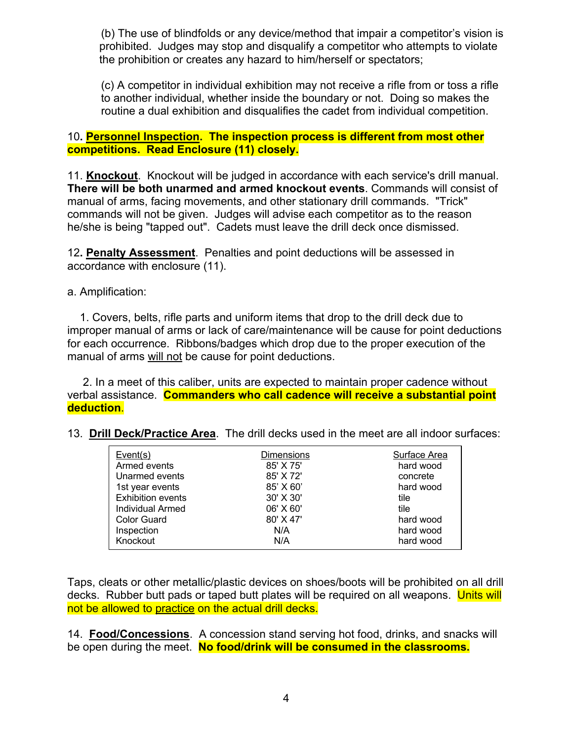(b) The use of blindfolds or any device/method that impair a competitor's vision is prohibited. Judges may stop and disqualify a competitor who attempts to violate the prohibition or creates any hazard to him/herself or spectators;

(c) A competitor in individual exhibition may not receive a rifle from or toss a rifle to another individual, whether inside the boundary or not. Doing so makes the routine a dual exhibition and disqualifies the cadet from individual competition.

10**. <u>Personnel Inspection</u>. The inspection process is different from most other competitions. Read Enclosure (11) closely.**

11. **<u>Knockout</u>**. Knockout will be judged in accordance with each service's drill manual. **There will be both unarmed and armed knockout events**. Commands will consist of manual of arms, facing movements, and other stationary drill commands. "Trick" commands will not be given. Judges will advise each competitor as to the reason he/she is being "tapped out". Cadets must leave the drill deck once dismissed.

12**. <u>Penalty Assessment</u>**. Penalties and point deductions will be assessed in accordance with enclosure (11).

a. Amplification:

1. Covers, belts, rifle parts and uniform items that drop to the drill deck due to improper manual of arms or lack of care/maintenance will be cause for point deductions for each occurrence. Ribbons/badges which drop due to the proper execution of the manual of arms <u>will not</u> be cause for point deductions.

2. In a meet of this caliber, units are expected to maintain proper cadence without verbal assistance. **Commanders who call cadence will receive a substantial point deduction**.

13. **<u>Drill Deck/Practice Area</u>**. The drill decks used in the meet are all indoor surfaces:

| Event(s) | Dimensions | Surface Area |
|---|---|---|
| Armed events | 85' X 75' | hard wood |
| Unarmed events | 85' X 72' | concrete |
| 1st year events | 85' X 60' | hard wood |
| Exhibition events | 30' X 30' | tile |
| Individual Armed | 06' X 60' | tile |
| Color Guard | 80' X 47' | hard wood |
| Inspection | N/A | hard wood |
| Knockout | N/A | hard wood |

Taps, cleats or other metallic/plastic devices on shoes/boots will be prohibited on all drill decks. Rubber butt pads or taped butt plates will be required on all weapons. Units will not be allowed to <u>practice</u> on the actual drill decks.

14. **<u>Food/Concessions</u>**. A concession stand serving hot food, drinks, and snacks will be open during the meet. **No food/drink will be consumed in the classrooms.**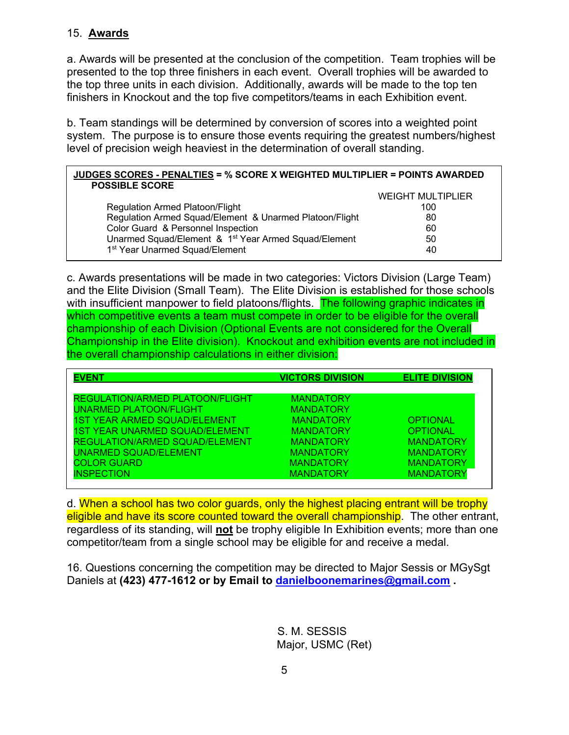15. **Awards**

a. Awards will be presented at the conclusion of the competition. Team trophies will be presented to the top three finishers in each event. Overall trophies will be awarded to the top three units in each division. Additionally, awards will be made to the top ten finishers in Knockout and the top five competitors/teams in each Exhibition event.

b. Team standings will be determined by conversion of scores into a weighted point system. The purpose is to ensure those events requiring the greatest numbers/highest level of precision weigh heaviest in the determination of overall standing.

**JUDGES SCORES - PENALTIES = % SCORE X WEIGHTED MULTIPLIER = POINTS AWARDED**
**POSSIBLE SCORE**

| | WEIGHT MULTIPLIER |
|---|---|
| Regulation Armed Platoon/Flight | 100 |
| Regulation Armed Squad/Element & Unarmed Platoon/Flight | 80 |
| Color Guard & Personnel Inspection | 60 |
| Unarmed Squad/Element & 1st Year Armed Squad/Element | 50 |
| 1st Year Unarmed Squad/Element | 40 |

c. Awards presentations will be made in two categories: Victors Division (Large Team) and the Elite Division (Small Team). The Elite Division is established for those schools with insufficient manpower to field platoons/flights. The following graphic indicates in which competitive events a team must compete in order to be eligible for the overall championship of each Division (Optional Events are not considered for the Overall Championship in the Elite division). Knockout and exhibition events are not included in the overall championship calculations in either division:

| EVENT | VICTORS DIVISION | ELITE DIVISION |
|---|---|---|
| REGULATION/ARMED PLATOON/FLIGHT | MANDATORY | |
| UNARMED PLATOON/FLIGHT | MANDATORY | |
| 1ST YEAR ARMED SQUAD/ELEMENT | MANDATORY | OPTIONAL |
| 1ST YEAR UNARMED SQUAD/ELEMENT | MANDATORY | OPTIONAL |
| REGULATION/ARMED SQUAD/ELEMENT | MANDATORY | MANDATORY |
| UNARMED SQUAD/ELEMENT | MANDATORY | MANDATORY |
| COLOR GUARD | MANDATORY | MANDATORY |
| INSPECTION | MANDATORY | MANDATORY |

d. When a school has two color guards, only the highest placing entrant will be trophy eligible and have its score counted toward the overall championship. The other entrant, regardless of its standing, will **not** be trophy eligible In Exhibition events; more than one competitor/team from a single school may be eligible for and receive a medal.

16. Questions concerning the competition may be directed to Major Sessis or MGySgt Daniels at **(423) 477-1612 or by Email to danielboonemarines@gmail.com .**

S. M. SESSIS
Major, USMC (Ret)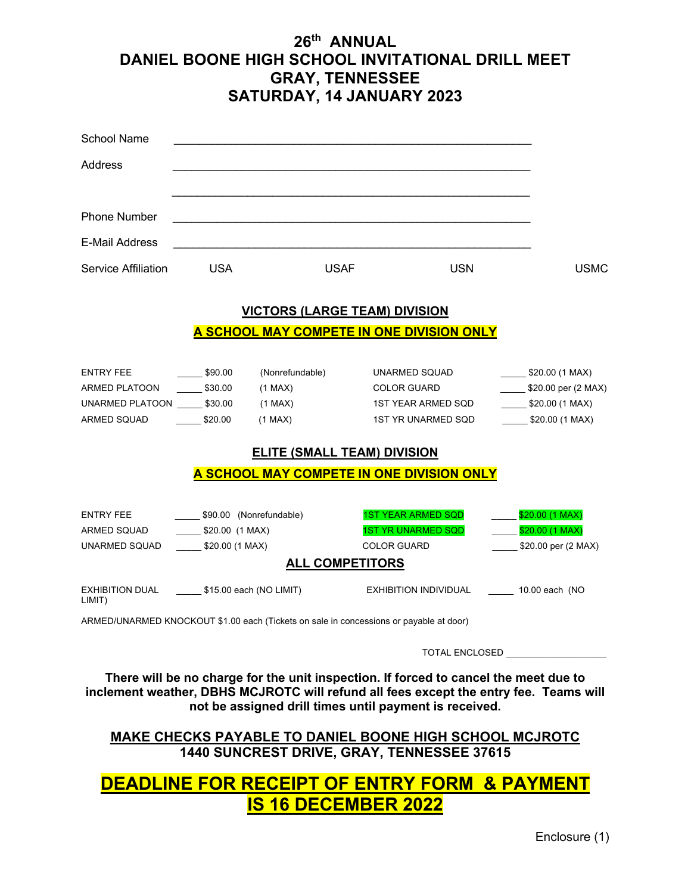# 26th ANNUAL
# DANIEL BOONE HIGH SCHOOL INVITATIONAL DRILL MEET
# GRAY, TENNESSEE
# SATURDAY, 14 JANUARY 2023

School Name ____________________________________________

Address ____________________________________________

____________________________________________

Phone Number ____________________________________________

E-Mail Address ____________________________________________

Service Affiliation USA USAF USN USMC

## VICTORS (LARGE TEAM) DIVISION

**A SCHOOL MAY COMPETE IN ONE DIVISION ONLY**

| | | | | | |
|---|---|---|---|---|---|
| ENTRY FEE | _____ $90.00 | (Nonrefundable) | UNARMED SQUAD | _____ $20.00 (1 MAX) | |
| ARMED PLATOON | _____ $30.00 | (1 MAX) | COLOR GUARD | _____ $20.00 per (2 MAX) | |
| UNARMED PLATOON | _____ $30.00 | (1 MAX) | 1ST YEAR ARMED SQD | _____ $20.00 (1 MAX) | |
| ARMED SQUAD | _____ $20.00 | (1 MAX) | 1ST YR UNARMED SQD | _____ $20.00 (1 MAX) | |

## ELITE (SMALL TEAM) DIVISION

**A SCHOOL MAY COMPETE IN ONE DIVISION ONLY**

| | | | |
|---|---|---|---|
| ENTRY FEE | _____ $90.00 (Nonrefundable) | 1ST YEAR ARMED SQD | _____ $20.00 (1 MAX) |
| ARMED SQUAD | _____ $20.00 (1 MAX) | 1ST YR UNARMED SQD | _____ $20.00 (1 MAX) |
| UNARMED SQUAD | _____ $20.00 (1 MAX) | COLOR GUARD | _____ $20.00 per (2 MAX) |

## ALL COMPETITORS

EXHIBITION DUAL _____ $15.00 each (NO LIMIT) EXHIBITION INDIVIDUAL _____ 10.00 each (NO LIMIT)

ARMED/UNARMED KNOCKOUT $1.00 each (Tickets on sale in concessions or payable at door)

TOTAL ENCLOSED ___________________

**There will be no charge for the unit inspection. If forced to cancel the meet due to inclement weather, DBHS MCJROTC will refund all fees except the entry fee. Teams will not be assigned drill times until payment is received.**

**MAKE CHECKS PAYABLE TO DANIEL BOONE HIGH SCHOOL MCJROTC**
**1440 SUNCREST DRIVE, GRAY, TENNESSEE 37615**

# DEADLINE FOR RECEIPT OF ENTRY FORM & PAYMENT IS 16 DECEMBER 2022

Enclosure (1)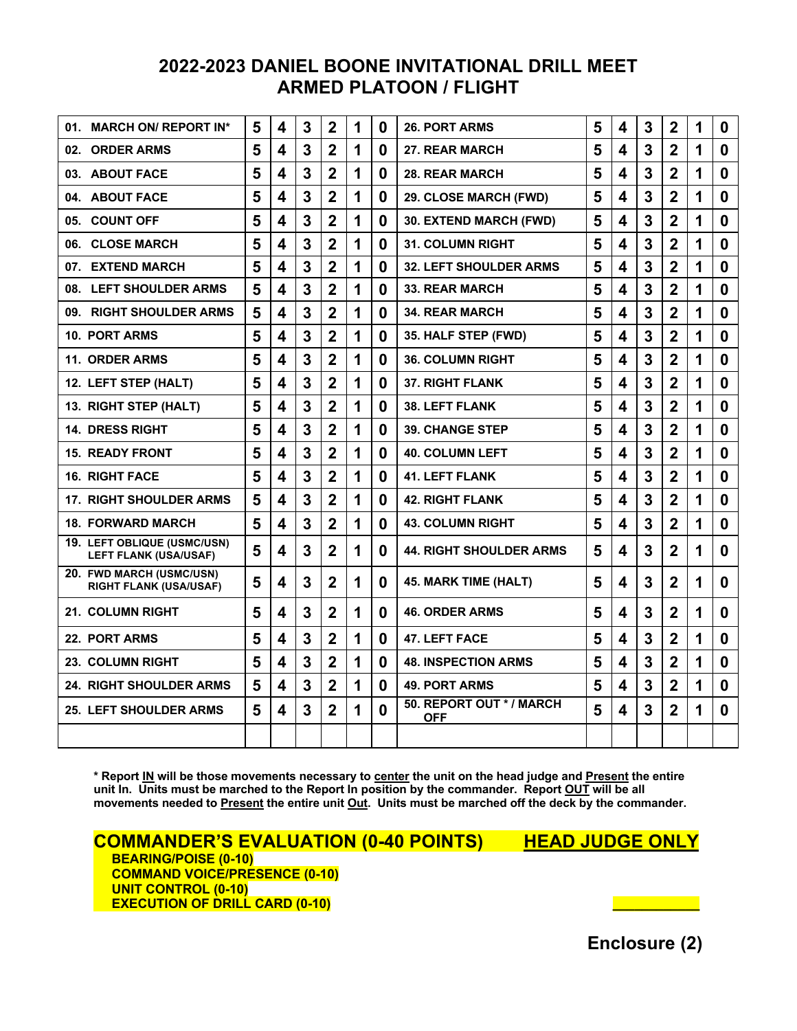## 2022-2023 DANIEL BOONE INVITATIONAL DRILL MEET
## ARMED PLATOON / FLIGHT

| | | | | | | | | | | | | |
|---|---|---|---|---|---|---|---|---|---|---|---|---|
| 01. MARCH ON/ REPORT IN* | 5 | 4 | 3 | 2 | 1 | 0 | 26. PORT ARMS | 5 | 4 | 3 | 2 | 1 | 0 |
| 02. ORDER ARMS | 5 | 4 | 3 | 2 | 1 | 0 | 27. REAR MARCH | 5 | 4 | 3 | 2 | 1 | 0 |
| 03. ABOUT FACE | 5 | 4 | 3 | 2 | 1 | 0 | 28. REAR MARCH | 5 | 4 | 3 | 2 | 1 | 0 |
| 04. ABOUT FACE | 5 | 4 | 3 | 2 | 1 | 0 | 29. CLOSE MARCH (FWD) | 5 | 4 | 3 | 2 | 1 | 0 |
| 05. COUNT OFF | 5 | 4 | 3 | 2 | 1 | 0 | 30. EXTEND MARCH (FWD) | 5 | 4 | 3 | 2 | 1 | 0 |
| 06. CLOSE MARCH | 5 | 4 | 3 | 2 | 1 | 0 | 31. COLUMN RIGHT | 5 | 4 | 3 | 2 | 1 | 0 |
| 07. EXTEND MARCH | 5 | 4 | 3 | 2 | 1 | 0 | 32. LEFT SHOULDER ARMS | 5 | 4 | 3 | 2 | 1 | 0 |
| 08. LEFT SHOULDER ARMS | 5 | 4 | 3 | 2 | 1 | 0 | 33. REAR MARCH | 5 | 4 | 3 | 2 | 1 | 0 |
| 09. RIGHT SHOULDER ARMS | 5 | 4 | 3 | 2 | 1 | 0 | 34. REAR MARCH | 5 | 4 | 3 | 2 | 1 | 0 |
| 10. PORT ARMS | 5 | 4 | 3 | 2 | 1 | 0 | 35. HALF STEP (FWD) | 5 | 4 | 3 | 2 | 1 | 0 |
| 11. ORDER ARMS | 5 | 4 | 3 | 2 | 1 | 0 | 36. COLUMN RIGHT | 5 | 4 | 3 | 2 | 1 | 0 |
| 12. LEFT STEP (HALT) | 5 | 4 | 3 | 2 | 1 | 0 | 37. RIGHT FLANK | 5 | 4 | 3 | 2 | 1 | 0 |
| 13. RIGHT STEP (HALT) | 5 | 4 | 3 | 2 | 1 | 0 | 38. LEFT FLANK | 5 | 4 | 3 | 2 | 1 | 0 |
| 14. DRESS RIGHT | 5 | 4 | 3 | 2 | 1 | 0 | 39. CHANGE STEP | 5 | 4 | 3 | 2 | 1 | 0 |
| 15. READY FRONT | 5 | 4 | 3 | 2 | 1 | 0 | 40. COLUMN LEFT | 5 | 4 | 3 | 2 | 1 | 0 |
| 16. RIGHT FACE | 5 | 4 | 3 | 2 | 1 | 0 | 41. LEFT FLANK | 5 | 4 | 3 | 2 | 1 | 0 |
| 17. RIGHT SHOULDER ARMS | 5 | 4 | 3 | 2 | 1 | 0 | 42. RIGHT FLANK | 5 | 4 | 3 | 2 | 1 | 0 |
| 18. FORWARD MARCH | 5 | 4 | 3 | 2 | 1 | 0 | 43. COLUMN RIGHT | 5 | 4 | 3 | 2 | 1 | 0 |
| 19. LEFT OBLIQUE (USMC/USN) LEFT FLANK (USA/USAF) | 5 | 4 | 3 | 2 | 1 | 0 | 44. RIGHT SHOULDER ARMS | 5 | 4 | 3 | 2 | 1 | 0 |
| 20. FWD MARCH (USMC/USN) RIGHT FLANK (USA/USAF) | 5 | 4 | 3 | 2 | 1 | 0 | 45. MARK TIME (HALT) | 5 | 4 | 3 | 2 | 1 | 0 |
| 21. COLUMN RIGHT | 5 | 4 | 3 | 2 | 1 | 0 | 46. ORDER ARMS | 5 | 4 | 3 | 2 | 1 | 0 |
| 22. PORT ARMS | 5 | 4 | 3 | 2 | 1 | 0 | 47. LEFT FACE | 5 | 4 | 3 | 2 | 1 | 0 |
| 23. COLUMN RIGHT | 5 | 4 | 3 | 2 | 1 | 0 | 48. INSPECTION ARMS | 5 | 4 | 3 | 2 | 1 | 0 |
| 24. RIGHT SHOULDER ARMS | 5 | 4 | 3 | 2 | 1 | 0 | 49. PORT ARMS | 5 | 4 | 3 | 2 | 1 | 0 |
| 25. LEFT SHOULDER ARMS | 5 | 4 | 3 | 2 | 1 | 0 | 50. REPORT OUT * / MARCH OFF | 5 | 4 | 3 | 2 | 1 | 0 |
| | | | | | | | | | | | | | |

**\* Report IN will be those movements necessary to center the unit on the head judge and Present the entire unit In. Units must be marched to the Report In position by the commander. Report OUT will be all movements needed to Present the entire unit Out. Units must be marched off the deck by the commander.**

**COMMANDER'S EVALUATION (0-40 POINTS)** **HEAD JUDGE ONLY**

**BEARING/POISE (0-10)**
**COMMAND VOICE/PRESENCE (0-10)**
**UNIT CONTROL (0-10)**
**EXECUTION OF DRILL CARD (0-10)** ___________

**Enclosure (2)**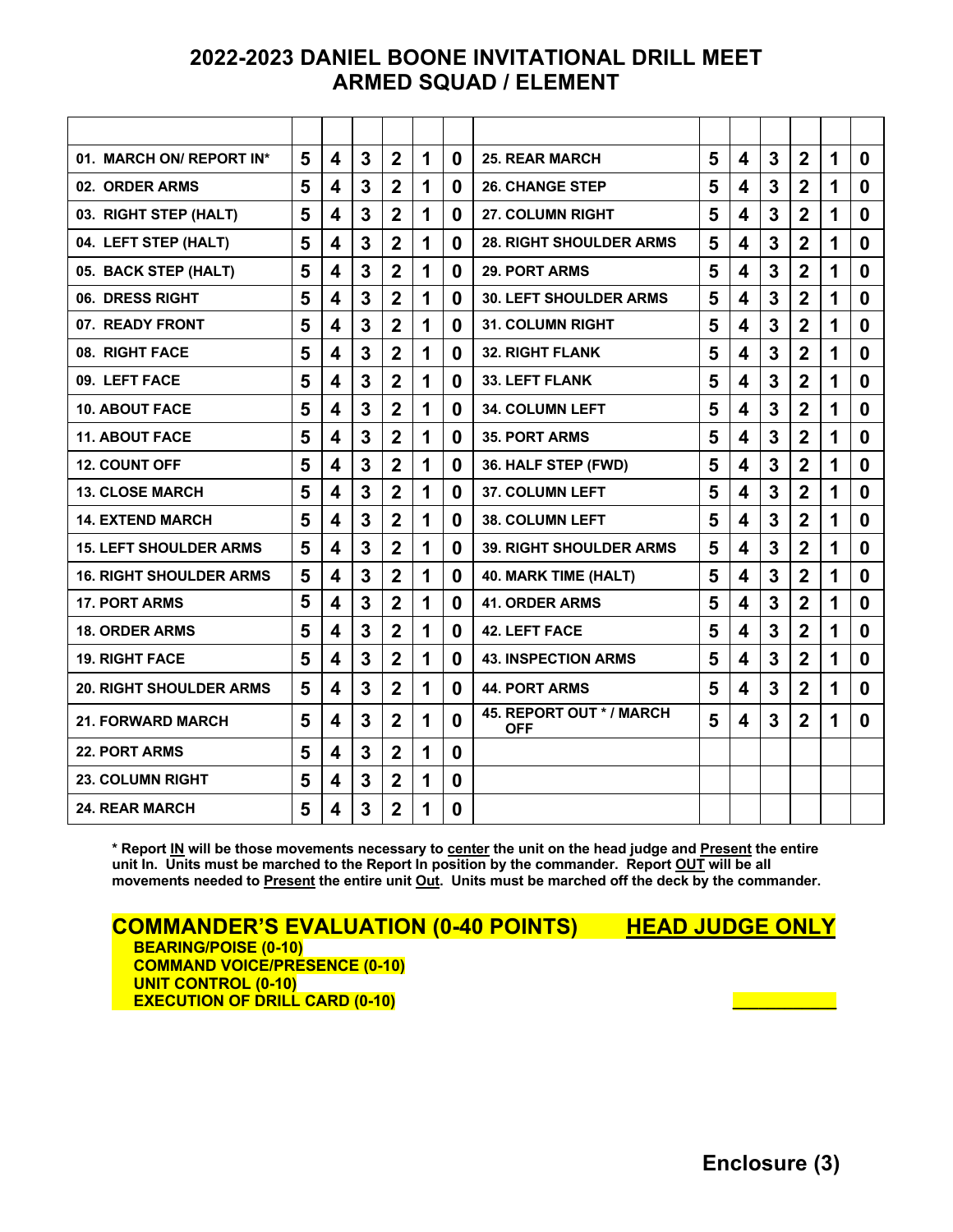# 2022-2023 DANIEL BOONE INVITATIONAL DRILL MEET
## ARMED SQUAD / ELEMENT

| | | | | | | | | | | | | |
|---|---|---|---|---|---|---|---|---|---|---|---|---|
| 01. MARCH ON/ REPORT IN* | 5 | 4 | 3 | 2 | 1 | 0 | 25. REAR MARCH | 5 | 4 | 3 | 2 | 1 | 0 |
| 02. ORDER ARMS | 5 | 4 | 3 | 2 | 1 | 0 | 26. CHANGE STEP | 5 | 4 | 3 | 2 | 1 | 0 |
| 03. RIGHT STEP (HALT) | 5 | 4 | 3 | 2 | 1 | 0 | 27. COLUMN RIGHT | 5 | 4 | 3 | 2 | 1 | 0 |
| 04. LEFT STEP (HALT) | 5 | 4 | 3 | 2 | 1 | 0 | 28. RIGHT SHOULDER ARMS | 5 | 4 | 3 | 2 | 1 | 0 |
| 05. BACK STEP (HALT) | 5 | 4 | 3 | 2 | 1 | 0 | 29. PORT ARMS | 5 | 4 | 3 | 2 | 1 | 0 |
| 06. DRESS RIGHT | 5 | 4 | 3 | 2 | 1 | 0 | 30. LEFT SHOULDER ARMS | 5 | 4 | 3 | 2 | 1 | 0 |
| 07. READY FRONT | 5 | 4 | 3 | 2 | 1 | 0 | 31. COLUMN RIGHT | 5 | 4 | 3 | 2 | 1 | 0 |
| 08. RIGHT FACE | 5 | 4 | 3 | 2 | 1 | 0 | 32. RIGHT FLANK | 5 | 4 | 3 | 2 | 1 | 0 |
| 09. LEFT FACE | 5 | 4 | 3 | 2 | 1 | 0 | 33. LEFT FLANK | 5 | 4 | 3 | 2 | 1 | 0 |
| 10. ABOUT FACE | 5 | 4 | 3 | 2 | 1 | 0 | 34. COLUMN LEFT | 5 | 4 | 3 | 2 | 1 | 0 |
| 11. ABOUT FACE | 5 | 4 | 3 | 2 | 1 | 0 | 35. PORT ARMS | 5 | 4 | 3 | 2 | 1 | 0 |
| 12. COUNT OFF | 5 | 4 | 3 | 2 | 1 | 0 | 36. HALF STEP (FWD) | 5 | 4 | 3 | 2 | 1 | 0 |
| 13. CLOSE MARCH | 5 | 4 | 3 | 2 | 1 | 0 | 37. COLUMN LEFT | 5 | 4 | 3 | 2 | 1 | 0 |
| 14. EXTEND MARCH | 5 | 4 | 3 | 2 | 1 | 0 | 38. COLUMN LEFT | 5 | 4 | 3 | 2 | 1 | 0 |
| 15. LEFT SHOULDER ARMS | 5 | 4 | 3 | 2 | 1 | 0 | 39. RIGHT SHOULDER ARMS | 5 | 4 | 3 | 2 | 1 | 0 |
| 16. RIGHT SHOULDER ARMS | 5 | 4 | 3 | 2 | 1 | 0 | 40. MARK TIME (HALT) | 5 | 4 | 3 | 2 | 1 | 0 |
| 17. PORT ARMS | 5 | 4 | 3 | 2 | 1 | 0 | 41. ORDER ARMS | 5 | 4 | 3 | 2 | 1 | 0 |
| 18. ORDER ARMS | 5 | 4 | 3 | 2 | 1 | 0 | 42. LEFT FACE | 5 | 4 | 3 | 2 | 1 | 0 |
| 19. RIGHT FACE | 5 | 4 | 3 | 2 | 1 | 0 | 43. INSPECTION ARMS | 5 | 4 | 3 | 2 | 1 | 0 |
| 20. RIGHT SHOULDER ARMS | 5 | 4 | 3 | 2 | 1 | 0 | 44. PORT ARMS | 5 | 4 | 3 | 2 | 1 | 0 |
| 21. FORWARD MARCH | 5 | 4 | 3 | 2 | 1 | 0 | 45. REPORT OUT * / MARCH OFF | 5 | 4 | 3 | 2 | 1 | 0 |
| 22. PORT ARMS | 5 | 4 | 3 | 2 | 1 | 0 | | | | | | | |
| 23. COLUMN RIGHT | 5 | 4 | 3 | 2 | 1 | 0 | | | | | | | |
| 24. REAR MARCH | 5 | 4 | 3 | 2 | 1 | 0 | | | | | | | |

**\* Report IN will be those movements necessary to center the unit on the head judge and Present the entire unit In. Units must be marched to the Report In position by the commander. Report OUT will be all movements needed to Present the entire unit Out. Units must be marched off the deck by the commander.**

**COMMANDER'S EVALUATION (0-40 POINTS)** **HEAD JUDGE ONLY**

**BEARING/POISE (0-10)**
**COMMAND VOICE/PRESENCE (0-10)**
**UNIT CONTROL (0-10)**
**EXECUTION OF DRILL CARD (0-10)** ____________

**Enclosure (3)**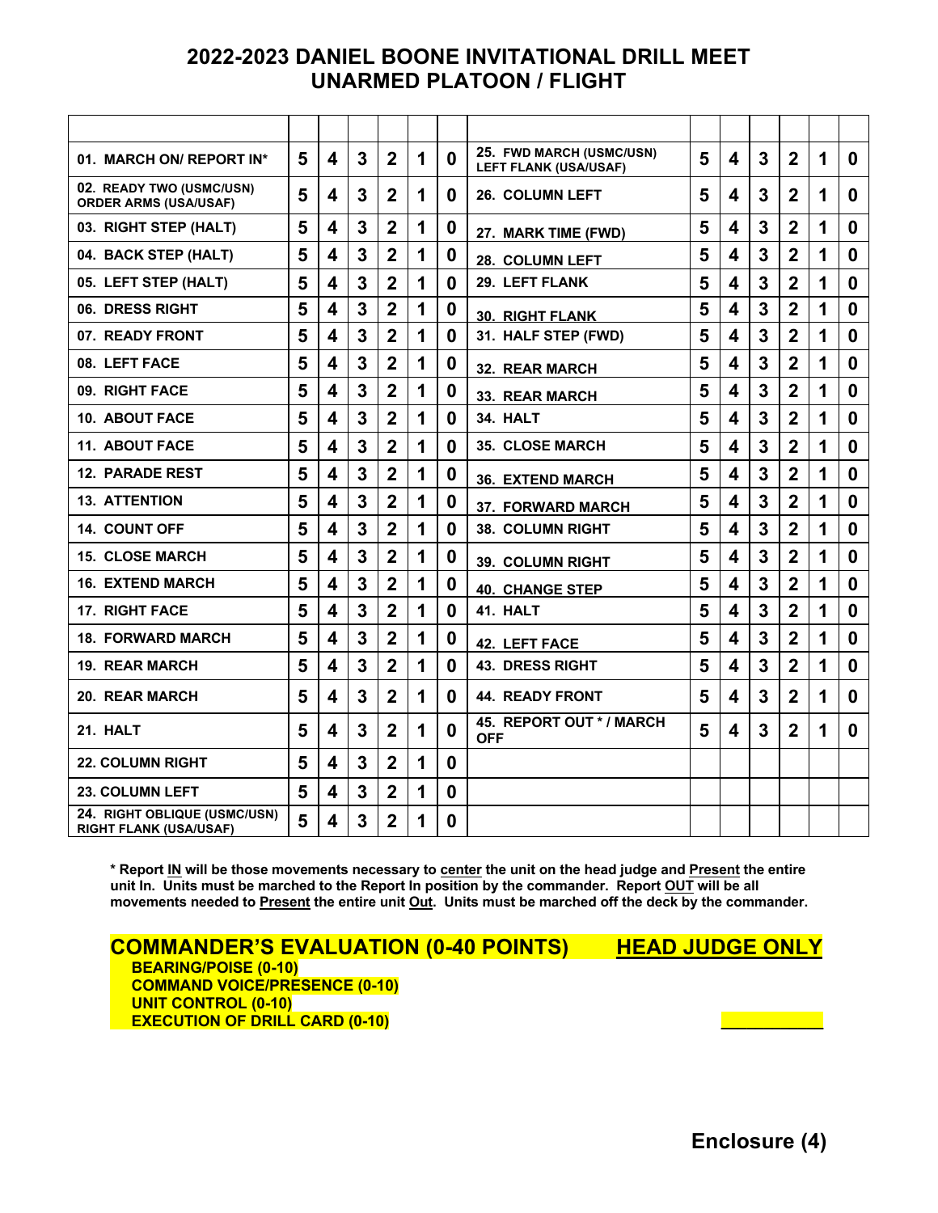# 2022-2023 DANIEL BOONE INVITATIONAL DRILL MEET
## UNARMED PLATOON / FLIGHT

| | | | | | | | | | | | | | |
|---|---|---|---|---|---|---|---|---|---|---|---|---|---|
| 01. MARCH ON/ REPORT IN* | 5 | 4 | 3 | 2 | 1 | 0 | 25. FWD MARCH (USMC/USN) LEFT FLANK (USA/USAF) | 5 | 4 | 3 | 2 | 1 | 0 |
| 02. READY TWO (USMC/USN) ORDER ARMS (USA/USAF) | 5 | 4 | 3 | 2 | 1 | 0 | 26. COLUMN LEFT | 5 | 4 | 3 | 2 | 1 | 0 |
| 03. RIGHT STEP (HALT) | 5 | 4 | 3 | 2 | 1 | 0 | 27. MARK TIME (FWD) | 5 | 4 | 3 | 2 | 1 | 0 |
| 04. BACK STEP (HALT) | 5 | 4 | 3 | 2 | 1 | 0 | 28. COLUMN LEFT | 5 | 4 | 3 | 2 | 1 | 0 |
| 05. LEFT STEP (HALT) | 5 | 4 | 3 | 2 | 1 | 0 | 29. LEFT FLANK | 5 | 4 | 3 | 2 | 1 | 0 |
| 06. DRESS RIGHT | 5 | 4 | 3 | 2 | 1 | 0 | 30. RIGHT FLANK | 5 | 4 | 3 | 2 | 1 | 0 |
| 07. READY FRONT | 5 | 4 | 3 | 2 | 1 | 0 | 31. HALF STEP (FWD) | 5 | 4 | 3 | 2 | 1 | 0 |
| 08. LEFT FACE | 5 | 4 | 3 | 2 | 1 | 0 | 32. REAR MARCH | 5 | 4 | 3 | 2 | 1 | 0 |
| 09. RIGHT FACE | 5 | 4 | 3 | 2 | 1 | 0 | 33. REAR MARCH | 5 | 4 | 3 | 2 | 1 | 0 |
| 10. ABOUT FACE | 5 | 4 | 3 | 2 | 1 | 0 | 34. HALT | 5 | 4 | 3 | 2 | 1 | 0 |
| 11. ABOUT FACE | 5 | 4 | 3 | 2 | 1 | 0 | 35. CLOSE MARCH | 5 | 4 | 3 | 2 | 1 | 0 |
| 12. PARADE REST | 5 | 4 | 3 | 2 | 1 | 0 | 36. EXTEND MARCH | 5 | 4 | 3 | 2 | 1 | 0 |
| 13. ATTENTION | 5 | 4 | 3 | 2 | 1 | 0 | 37. FORWARD MARCH | 5 | 4 | 3 | 2 | 1 | 0 |
| 14. COUNT OFF | 5 | 4 | 3 | 2 | 1 | 0 | 38. COLUMN RIGHT | 5 | 4 | 3 | 2 | 1 | 0 |
| 15. CLOSE MARCH | 5 | 4 | 3 | 2 | 1 | 0 | 39. COLUMN RIGHT | 5 | 4 | 3 | 2 | 1 | 0 |
| 16. EXTEND MARCH | 5 | 4 | 3 | 2 | 1 | 0 | 40. CHANGE STEP | 5 | 4 | 3 | 2 | 1 | 0 |
| 17. RIGHT FACE | 5 | 4 | 3 | 2 | 1 | 0 | 41. HALT | 5 | 4 | 3 | 2 | 1 | 0 |
| 18. FORWARD MARCH | 5 | 4 | 3 | 2 | 1 | 0 | 42. LEFT FACE | 5 | 4 | 3 | 2 | 1 | 0 |
| 19. REAR MARCH | 5 | 4 | 3 | 2 | 1 | 0 | 43. DRESS RIGHT | 5 | 4 | 3 | 2 | 1 | 0 |
| 20. REAR MARCH | 5 | 4 | 3 | 2 | 1 | 0 | 44. READY FRONT | 5 | 4 | 3 | 2 | 1 | 0 |
| 21. HALT | 5 | 4 | 3 | 2 | 1 | 0 | 45. REPORT OUT * / MARCH OFF | 5 | 4 | 3 | 2 | 1 | 0 |
| 22. COLUMN RIGHT | 5 | 4 | 3 | 2 | 1 | 0 | | | | | | | |
| 23. COLUMN LEFT | 5 | 4 | 3 | 2 | 1 | 0 | | | | | | | |
| 24. RIGHT OBLIQUE (USMC/USN) RIGHT FLANK (USA/USAF) | 5 | 4 | 3 | 2 | 1 | 0 | | | | | | | |

**\* Report IN will be those movements necessary to center the unit on the head judge and Present the entire unit In. Units must be marched to the Report In position by the commander. Report OUT will be all movements needed to Present the entire unit Out. Units must be marched off the deck by the commander.**

**COMMANDER'S EVALUATION (0-40 POINTS)** **HEAD JUDGE ONLY**

**BEARING/POISE (0-10)**
**COMMAND VOICE/PRESENCE (0-10)**
**UNIT CONTROL (0-10)**
**EXECUTION OF DRILL CARD (0-10)** ____________

**Enclosure (4)**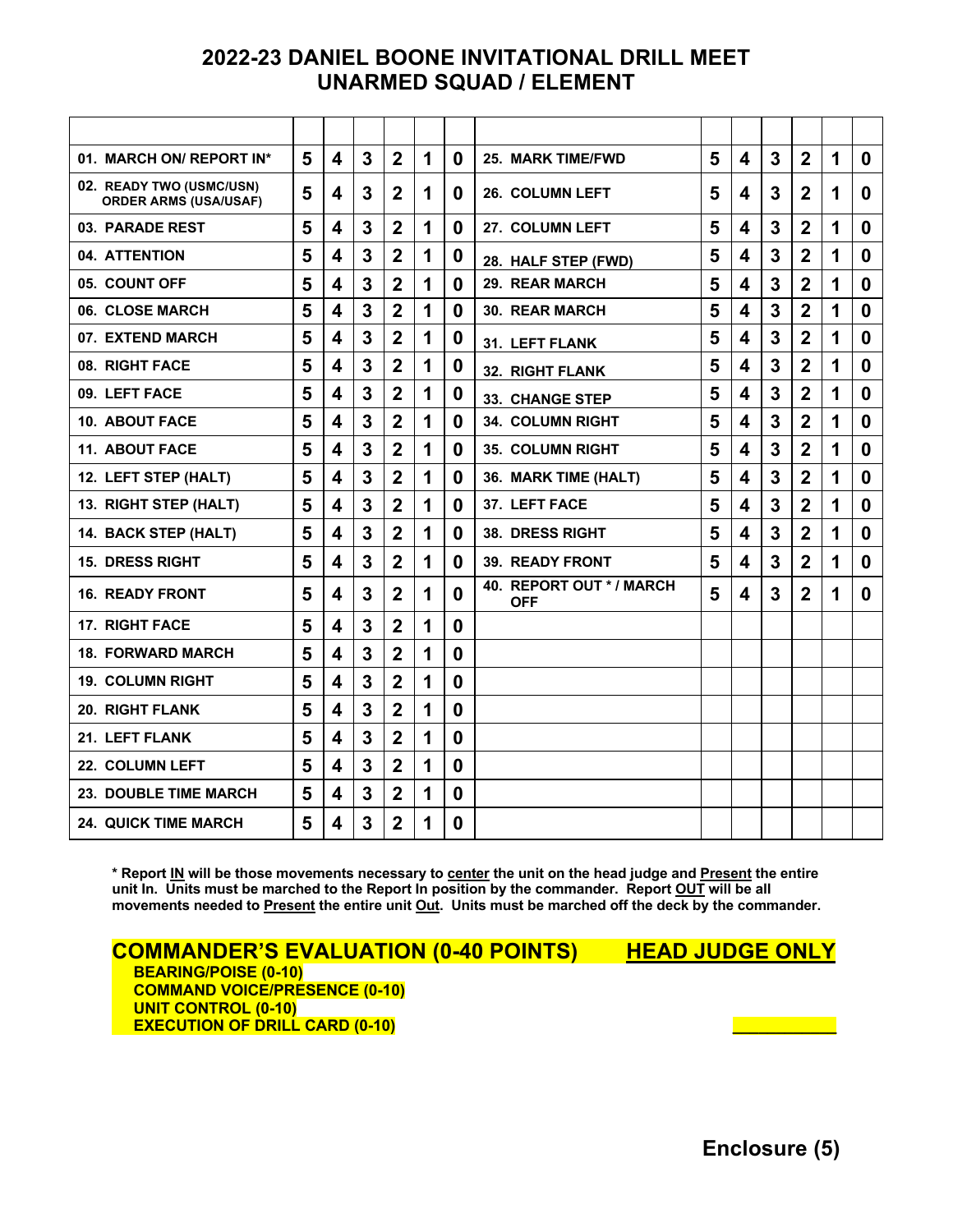# 2022-23 DANIEL BOONE INVITATIONAL DRILL MEET
## UNARMED SQUAD / ELEMENT

| | | | | | | | | | | | | | |
|---|---|---|---|---|---|---|---|---|---|---|---|---|---|
| 01. MARCH ON/ REPORT IN* | 5 | 4 | 3 | 2 | 1 | 0 | 25. MARK TIME/FWD | 5 | 4 | 3 | 2 | 1 | 0 |
| 02. READY TWO (USMC/USN) ORDER ARMS (USA/USAF) | 5 | 4 | 3 | 2 | 1 | 0 | 26. COLUMN LEFT | 5 | 4 | 3 | 2 | 1 | 0 |
| 03. PARADE REST | 5 | 4 | 3 | 2 | 1 | 0 | 27. COLUMN LEFT | 5 | 4 | 3 | 2 | 1 | 0 |
| 04. ATTENTION | 5 | 4 | 3 | 2 | 1 | 0 | 28. HALF STEP (FWD) | 5 | 4 | 3 | 2 | 1 | 0 |
| 05. COUNT OFF | 5 | 4 | 3 | 2 | 1 | 0 | 29. REAR MARCH | 5 | 4 | 3 | 2 | 1 | 0 |
| 06. CLOSE MARCH | 5 | 4 | 3 | 2 | 1 | 0 | 30. REAR MARCH | 5 | 4 | 3 | 2 | 1 | 0 |
| 07. EXTEND MARCH | 5 | 4 | 3 | 2 | 1 | 0 | 31. LEFT FLANK | 5 | 4 | 3 | 2 | 1 | 0 |
| 08. RIGHT FACE | 5 | 4 | 3 | 2 | 1 | 0 | 32. RIGHT FLANK | 5 | 4 | 3 | 2 | 1 | 0 |
| 09. LEFT FACE | 5 | 4 | 3 | 2 | 1 | 0 | 33. CHANGE STEP | 5 | 4 | 3 | 2 | 1 | 0 |
| 10. ABOUT FACE | 5 | 4 | 3 | 2 | 1 | 0 | 34. COLUMN RIGHT | 5 | 4 | 3 | 2 | 1 | 0 |
| 11. ABOUT FACE | 5 | 4 | 3 | 2 | 1 | 0 | 35. COLUMN RIGHT | 5 | 4 | 3 | 2 | 1 | 0 |
| 12. LEFT STEP (HALT) | 5 | 4 | 3 | 2 | 1 | 0 | 36. MARK TIME (HALT) | 5 | 4 | 3 | 2 | 1 | 0 |
| 13. RIGHT STEP (HALT) | 5 | 4 | 3 | 2 | 1 | 0 | 37. LEFT FACE | 5 | 4 | 3 | 2 | 1 | 0 |
| 14. BACK STEP (HALT) | 5 | 4 | 3 | 2 | 1 | 0 | 38. DRESS RIGHT | 5 | 4 | 3 | 2 | 1 | 0 |
| 15. DRESS RIGHT | 5 | 4 | 3 | 2 | 1 | 0 | 39. READY FRONT | 5 | 4 | 3 | 2 | 1 | 0 |
| 16. READY FRONT | 5 | 4 | 3 | 2 | 1 | 0 | 40. REPORT OUT * / MARCH OFF | 5 | 4 | 3 | 2 | 1 | 0 |
| 17. RIGHT FACE | 5 | 4 | 3 | 2 | 1 | 0 | | | | | | | |
| 18. FORWARD MARCH | 5 | 4 | 3 | 2 | 1 | 0 | | | | | | | |
| 19. COLUMN RIGHT | 5 | 4 | 3 | 2 | 1 | 0 | | | | | | | |
| 20. RIGHT FLANK | 5 | 4 | 3 | 2 | 1 | 0 | | | | | | | |
| 21. LEFT FLANK | 5 | 4 | 3 | 2 | 1 | 0 | | | | | | | |
| 22. COLUMN LEFT | 5 | 4 | 3 | 2 | 1 | 0 | | | | | | | |
| 23. DOUBLE TIME MARCH | 5 | 4 | 3 | 2 | 1 | 0 | | | | | | | |
| 24. QUICK TIME MARCH | 5 | 4 | 3 | 2 | 1 | 0 | | | | | | | |

**\* Report IN will be those movements necessary to center the unit on the head judge and Present the entire unit In. Units must be marched to the Report In position by the commander. Report OUT will be all movements needed to Present the entire unit Out. Units must be marched off the deck by the commander.**

**COMMANDER'S EVALUATION (0-40 POINTS)** **HEAD JUDGE ONLY**

**BEARING/POISE (0-10)**
**COMMAND VOICE/PRESENCE (0-10)**
**UNIT CONTROL (0-10)**
**EXECUTION OF DRILL CARD (0-10)** ____________

**Enclosure (5)**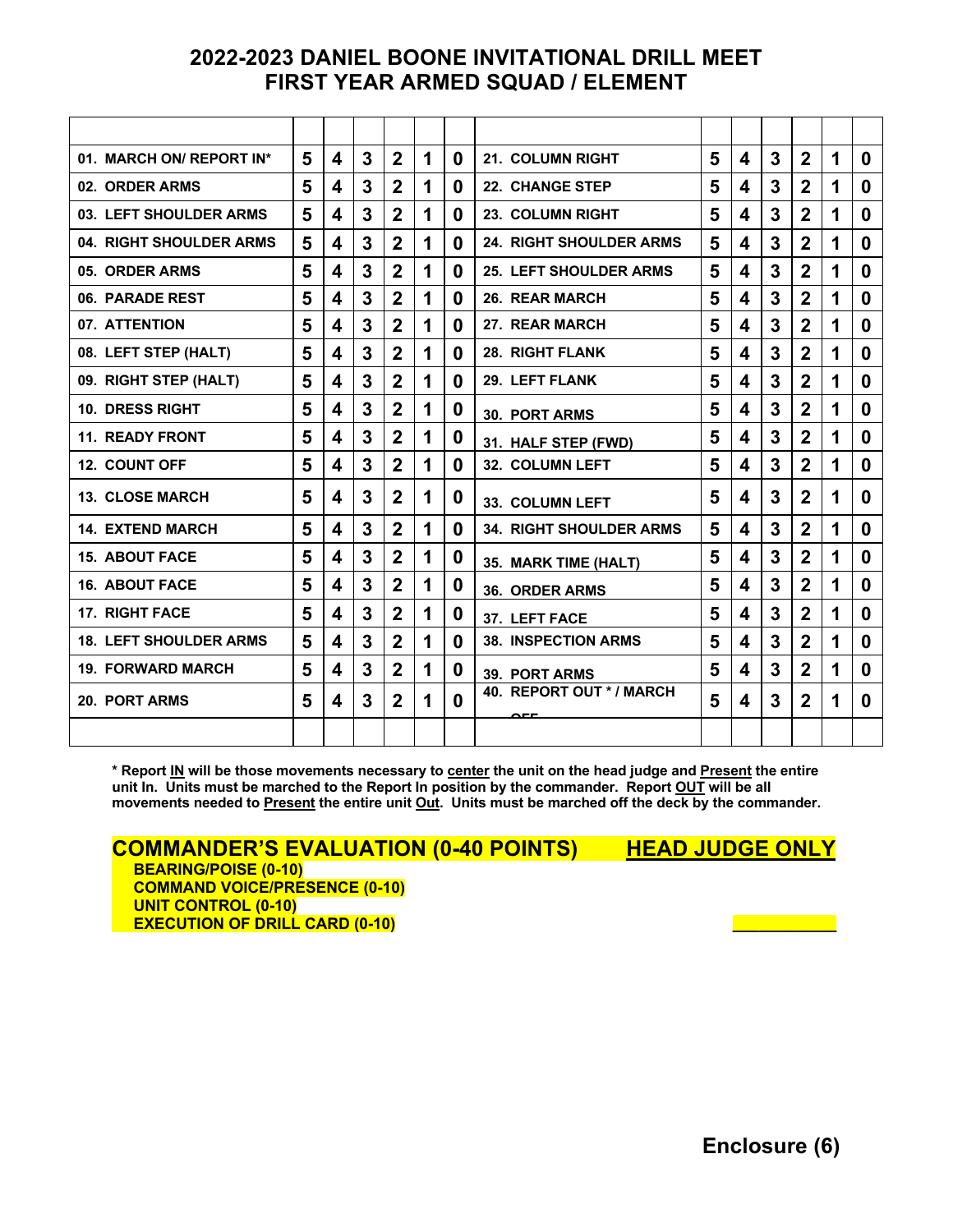## 2022-2023 DANIEL BOONE INVITATIONAL DRILL MEET
## FIRST YEAR ARMED SQUAD / ELEMENT

| | | | | | | | | | | | | |
|---|---|---|---|---|---|---|---|---|---|---|---|---|
| 01. MARCH ON/ REPORT IN* | 5 | 4 | 3 | 2 | 1 | 0 | 21. COLUMN RIGHT | 5 | 4 | 3 | 2 | 1 | 0 |
| 02. ORDER ARMS | 5 | 4 | 3 | 2 | 1 | 0 | 22. CHANGE STEP | 5 | 4 | 3 | 2 | 1 | 0 |
| 03. LEFT SHOULDER ARMS | 5 | 4 | 3 | 2 | 1 | 0 | 23. COLUMN RIGHT | 5 | 4 | 3 | 2 | 1 | 0 |
| 04. RIGHT SHOULDER ARMS | 5 | 4 | 3 | 2 | 1 | 0 | 24. RIGHT SHOULDER ARMS | 5 | 4 | 3 | 2 | 1 | 0 |
| 05. ORDER ARMS | 5 | 4 | 3 | 2 | 1 | 0 | 25. LEFT SHOULDER ARMS | 5 | 4 | 3 | 2 | 1 | 0 |
| 06. PARADE REST | 5 | 4 | 3 | 2 | 1 | 0 | 26. REAR MARCH | 5 | 4 | 3 | 2 | 1 | 0 |
| 07. ATTENTION | 5 | 4 | 3 | 2 | 1 | 0 | 27. REAR MARCH | 5 | 4 | 3 | 2 | 1 | 0 |
| 08. LEFT STEP (HALT) | 5 | 4 | 3 | 2 | 1 | 0 | 28. RIGHT FLANK | 5 | 4 | 3 | 2 | 1 | 0 |
| 09. RIGHT STEP (HALT) | 5 | 4 | 3 | 2 | 1 | 0 | 29. LEFT FLANK | 5 | 4 | 3 | 2 | 1 | 0 |
| 10. DRESS RIGHT | 5 | 4 | 3 | 2 | 1 | 0 | 30. PORT ARMS | 5 | 4 | 3 | 2 | 1 | 0 |
| 11. READY FRONT | 5 | 4 | 3 | 2 | 1 | 0 | 31. HALF STEP (FWD) | 5 | 4 | 3 | 2 | 1 | 0 |
| 12. COUNT OFF | 5 | 4 | 3 | 2 | 1 | 0 | 32. COLUMN LEFT | 5 | 4 | 3 | 2 | 1 | 0 |
| 13. CLOSE MARCH | 5 | 4 | 3 | 2 | 1 | 0 | 33. COLUMN LEFT | 5 | 4 | 3 | 2 | 1 | 0 |
| 14. EXTEND MARCH | 5 | 4 | 3 | 2 | 1 | 0 | 34. RIGHT SHOULDER ARMS | 5 | 4 | 3 | 2 | 1 | 0 |
| 15. ABOUT FACE | 5 | 4 | 3 | 2 | 1 | 0 | 35. MARK TIME (HALT) | 5 | 4 | 3 | 2 | 1 | 0 |
| 16. ABOUT FACE | 5 | 4 | 3 | 2 | 1 | 0 | 36. ORDER ARMS | 5 | 4 | 3 | 2 | 1 | 0 |
| 17. RIGHT FACE | 5 | 4 | 3 | 2 | 1 | 0 | 37. LEFT FACE | 5 | 4 | 3 | 2 | 1 | 0 |
| 18. LEFT SHOULDER ARMS | 5 | 4 | 3 | 2 | 1 | 0 | 38. INSPECTION ARMS | 5 | 4 | 3 | 2 | 1 | 0 |
| 19. FORWARD MARCH | 5 | 4 | 3 | 2 | 1 | 0 | 39. PORT ARMS | 5 | 4 | 3 | 2 | 1 | 0 |
| 20. PORT ARMS | 5 | 4 | 3 | 2 | 1 | 0 | 40. REPORT OUT * / MARCH OFF | 5 | 4 | 3 | 2 | 1 | 0 |

**\* Report IN will be those movements necessary to center the unit on the head judge and Present the entire unit In. Units must be marched to the Report In position by the commander. Report OUT will be all movements needed to Present the entire unit Out. Units must be marched off the deck by the commander.**

**COMMANDER'S EVALUATION (0-40 POINTS)** **HEAD JUDGE ONLY**

**BEARING/POISE (0-10)**
**COMMAND VOICE/PRESENCE (0-10)**
**UNIT CONTROL (0-10)**
**EXECUTION OF DRILL CARD (0-10)** ___________

**Enclosure (6)**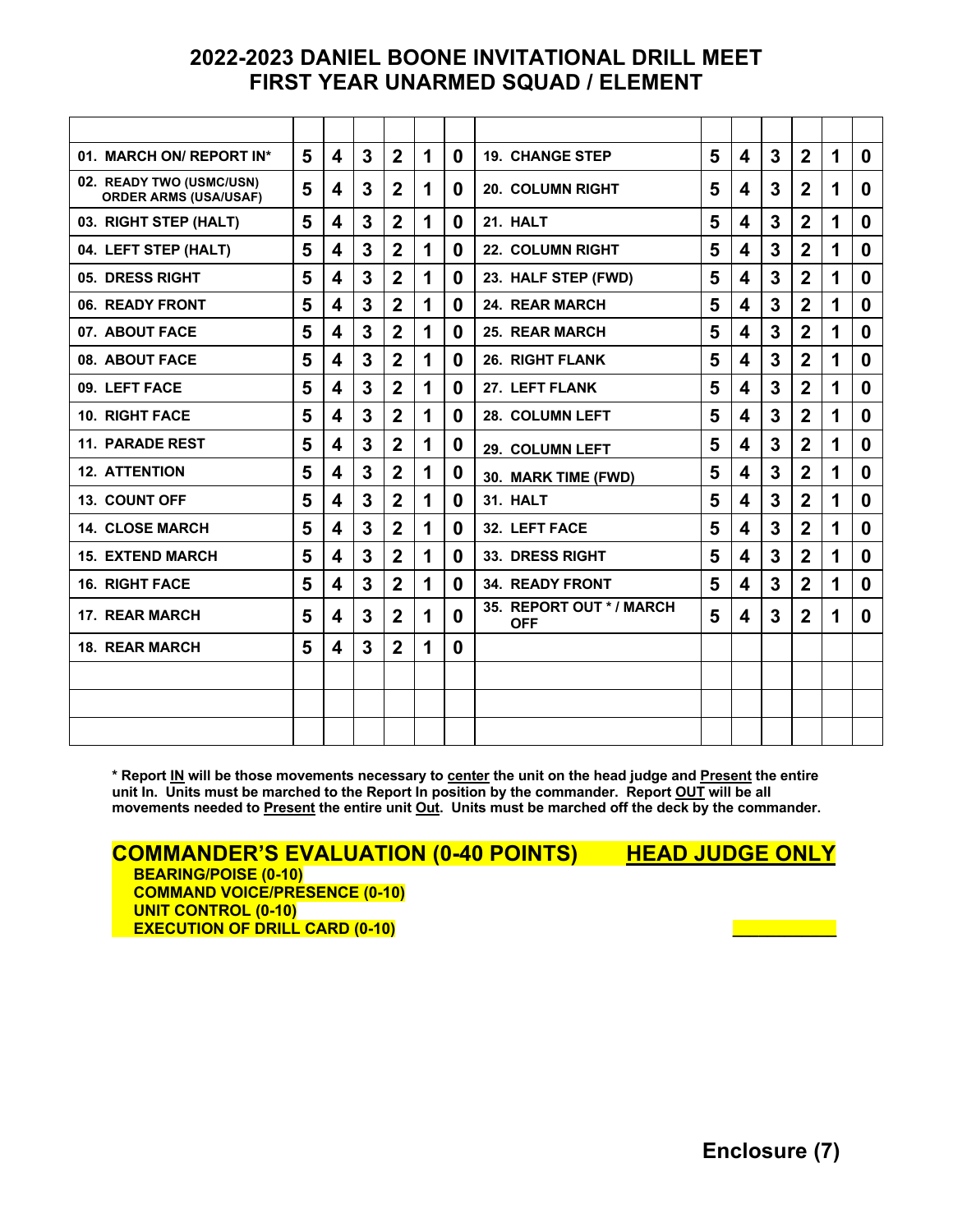# 2022-2023 DANIEL BOONE INVITATIONAL DRILL MEET
# FIRST YEAR UNARMED SQUAD / ELEMENT

| | | | | | | | | | | | | | |
|---|---|---|---|---|---|---|---|---|---|---|---|---|---|
| 01. MARCH ON/ REPORT IN* | 5 | 4 | 3 | 2 | 1 | 0 | 19. CHANGE STEP | 5 | 4 | 3 | 2 | 1 | 0 |
| 02. READY TWO (USMC/USN) ORDER ARMS (USA/USAF) | 5 | 4 | 3 | 2 | 1 | 0 | 20. COLUMN RIGHT | 5 | 4 | 3 | 2 | 1 | 0 |
| 03. RIGHT STEP (HALT) | 5 | 4 | 3 | 2 | 1 | 0 | 21. HALT | 5 | 4 | 3 | 2 | 1 | 0 |
| 04. LEFT STEP (HALT) | 5 | 4 | 3 | 2 | 1 | 0 | 22. COLUMN RIGHT | 5 | 4 | 3 | 2 | 1 | 0 |
| 05. DRESS RIGHT | 5 | 4 | 3 | 2 | 1 | 0 | 23. HALF STEP (FWD) | 5 | 4 | 3 | 2 | 1 | 0 |
| 06. READY FRONT | 5 | 4 | 3 | 2 | 1 | 0 | 24. REAR MARCH | 5 | 4 | 3 | 2 | 1 | 0 |
| 07. ABOUT FACE | 5 | 4 | 3 | 2 | 1 | 0 | 25. REAR MARCH | 5 | 4 | 3 | 2 | 1 | 0 |
| 08. ABOUT FACE | 5 | 4 | 3 | 2 | 1 | 0 | 26. RIGHT FLANK | 5 | 4 | 3 | 2 | 1 | 0 |
| 09. LEFT FACE | 5 | 4 | 3 | 2 | 1 | 0 | 27. LEFT FLANK | 5 | 4 | 3 | 2 | 1 | 0 |
| 10. RIGHT FACE | 5 | 4 | 3 | 2 | 1 | 0 | 28. COLUMN LEFT | 5 | 4 | 3 | 2 | 1 | 0 |
| 11. PARADE REST | 5 | 4 | 3 | 2 | 1 | 0 | 29. COLUMN LEFT | 5 | 4 | 3 | 2 | 1 | 0 |
| 12. ATTENTION | 5 | 4 | 3 | 2 | 1 | 0 | 30. MARK TIME (FWD) | 5 | 4 | 3 | 2 | 1 | 0 |
| 13. COUNT OFF | 5 | 4 | 3 | 2 | 1 | 0 | 31. HALT | 5 | 4 | 3 | 2 | 1 | 0 |
| 14. CLOSE MARCH | 5 | 4 | 3 | 2 | 1 | 0 | 32. LEFT FACE | 5 | 4 | 3 | 2 | 1 | 0 |
| 15. EXTEND MARCH | 5 | 4 | 3 | 2 | 1 | 0 | 33. DRESS RIGHT | 5 | 4 | 3 | 2 | 1 | 0 |
| 16. RIGHT FACE | 5 | 4 | 3 | 2 | 1 | 0 | 34. READY FRONT | 5 | 4 | 3 | 2 | 1 | 0 |
| 17. REAR MARCH | 5 | 4 | 3 | 2 | 1 | 0 | 35. REPORT OUT * / MARCH OFF | 5 | 4 | 3 | 2 | 1 | 0 |
| 18. REAR MARCH | 5 | 4 | 3 | 2 | 1 | 0 | | | | | | | |
| | | | | | | | | | | | | | |
| | | | | | | | | | | | | | |
| | | | | | | | | | | | | | |

**\* Report IN will be those movements necessary to center the unit on the head judge and Present the entire unit In. Units must be marched to the Report In position by the commander. Report OUT will be all movements needed to Present the entire unit Out. Units must be marched off the deck by the commander.**

**COMMANDER'S EVALUATION (0-40 POINTS)** **HEAD JUDGE ONLY**

**BEARING/POISE (0-10)**
**COMMAND VOICE/PRESENCE (0-10)**
**UNIT CONTROL (0-10)**
**EXECUTION OF DRILL CARD (0-10)** ____________

**Enclosure (7)**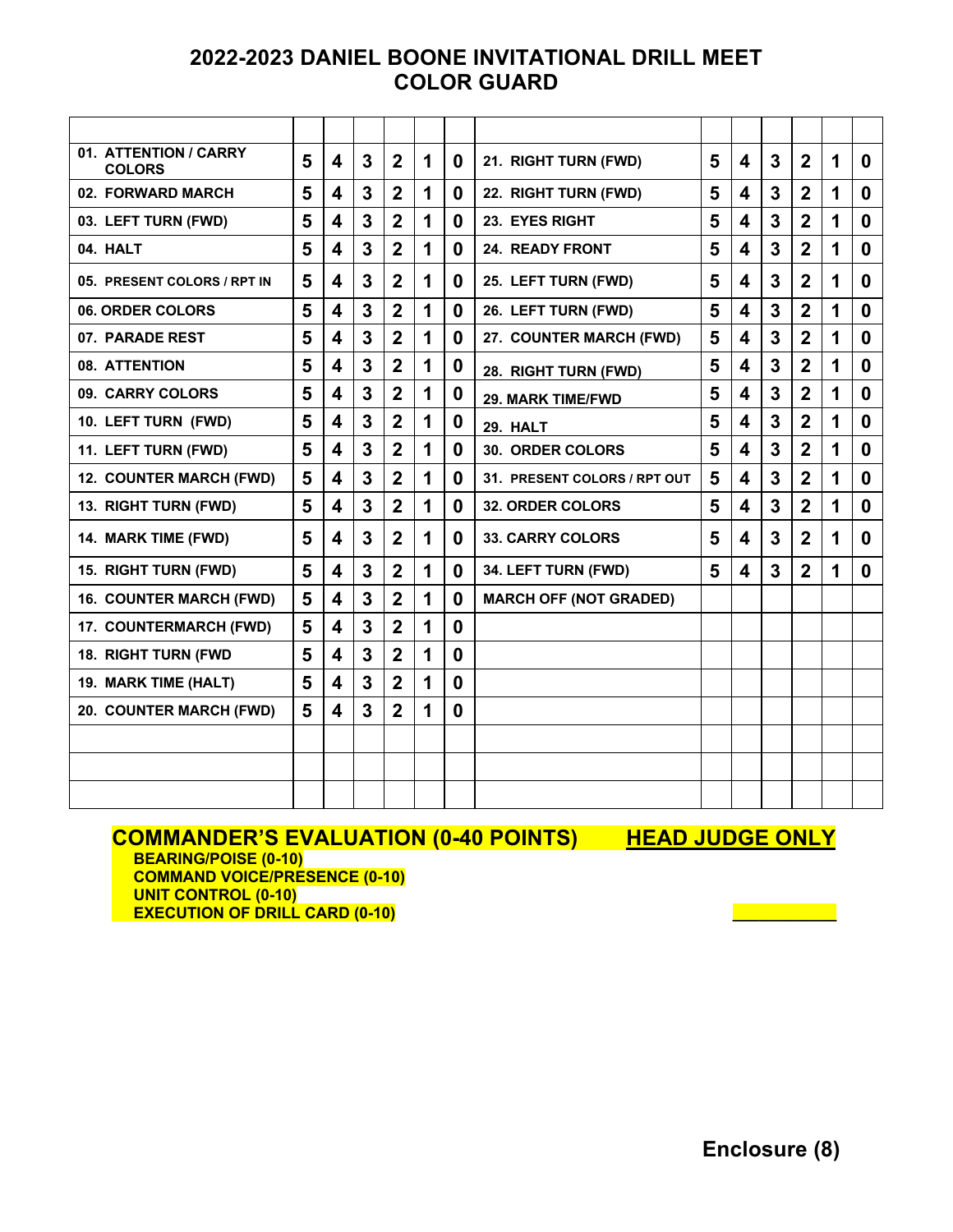## 2022-2023 DANIEL BOONE INVITATIONAL DRILL MEET
## COLOR GUARD

| | | | | | | | | | | | | |
|---|---|---|---|---|---|---|---|---|---|---|---|---|
| 01. ATTENTION / CARRY COLORS | 5 | 4 | 3 | 2 | 1 | 0 | 21. RIGHT TURN (FWD) | 5 | 4 | 3 | 2 | 1 | 0 |
| 02. FORWARD MARCH | 5 | 4 | 3 | 2 | 1 | 0 | 22. RIGHT TURN (FWD) | 5 | 4 | 3 | 2 | 1 | 0 |
| 03. LEFT TURN (FWD) | 5 | 4 | 3 | 2 | 1 | 0 | 23. EYES RIGHT | 5 | 4 | 3 | 2 | 1 | 0 |
| 04. HALT | 5 | 4 | 3 | 2 | 1 | 0 | 24. READY FRONT | 5 | 4 | 3 | 2 | 1 | 0 |
| 05. PRESENT COLORS / RPT IN | 5 | 4 | 3 | 2 | 1 | 0 | 25. LEFT TURN (FWD) | 5 | 4 | 3 | 2 | 1 | 0 |
| 06. ORDER COLORS | 5 | 4 | 3 | 2 | 1 | 0 | 26. LEFT TURN (FWD) | 5 | 4 | 3 | 2 | 1 | 0 |
| 07. PARADE REST | 5 | 4 | 3 | 2 | 1 | 0 | 27. COUNTER MARCH (FWD) | 5 | 4 | 3 | 2 | 1 | 0 |
| 08. ATTENTION | 5 | 4 | 3 | 2 | 1 | 0 | 28. RIGHT TURN (FWD) | 5 | 4 | 3 | 2 | 1 | 0 |
| 09. CARRY COLORS | 5 | 4 | 3 | 2 | 1 | 0 | 29. MARK TIME/FWD | 5 | 4 | 3 | 2 | 1 | 0 |
| 10. LEFT TURN (FWD) | 5 | 4 | 3 | 2 | 1 | 0 | 29. HALT | 5 | 4 | 3 | 2 | 1 | 0 |
| 11. LEFT TURN (FWD) | 5 | 4 | 3 | 2 | 1 | 0 | 30. ORDER COLORS | 5 | 4 | 3 | 2 | 1 | 0 |
| 12. COUNTER MARCH (FWD) | 5 | 4 | 3 | 2 | 1 | 0 | 31. PRESENT COLORS / RPT OUT | 5 | 4 | 3 | 2 | 1 | 0 |
| 13. RIGHT TURN (FWD) | 5 | 4 | 3 | 2 | 1 | 0 | 32. ORDER COLORS | 5 | 4 | 3 | 2 | 1 | 0 |
| 14. MARK TIME (FWD) | 5 | 4 | 3 | 2 | 1 | 0 | 33. CARRY COLORS | 5 | 4 | 3 | 2 | 1 | 0 |
| 15. RIGHT TURN (FWD) | 5 | 4 | 3 | 2 | 1 | 0 | 34. LEFT TURN (FWD) | 5 | 4 | 3 | 2 | 1 | 0 |
| 16. COUNTER MARCH (FWD) | 5 | 4 | 3 | 2 | 1 | 0 | MARCH OFF (NOT GRADED) | | | | | | |
| 17. COUNTERMARCH (FWD) | 5 | 4 | 3 | 2 | 1 | 0 | | | | | | | |
| 18. RIGHT TURN (FWD | 5 | 4 | 3 | 2 | 1 | 0 | | | | | | | |
| 19. MARK TIME (HALT) | 5 | 4 | 3 | 2 | 1 | 0 | | | | | | | |
| 20. COUNTER MARCH (FWD) | 5 | 4 | 3 | 2 | 1 | 0 | | | | | | | |
| | | | | | | | | | | | | | |
| | | | | | | | | | | | | | |
| | | | | | | | | | | | | | |

**COMMANDER'S EVALUATION (0-40 POINTS)** **HEAD JUDGE ONLY**

**BEARING/POISE (0-10)**
**COMMAND VOICE/PRESENCE (0-10)**
**UNIT CONTROL (0-10)**
**EXECUTION OF DRILL CARD (0-10)** ___________

**Enclosure (8)**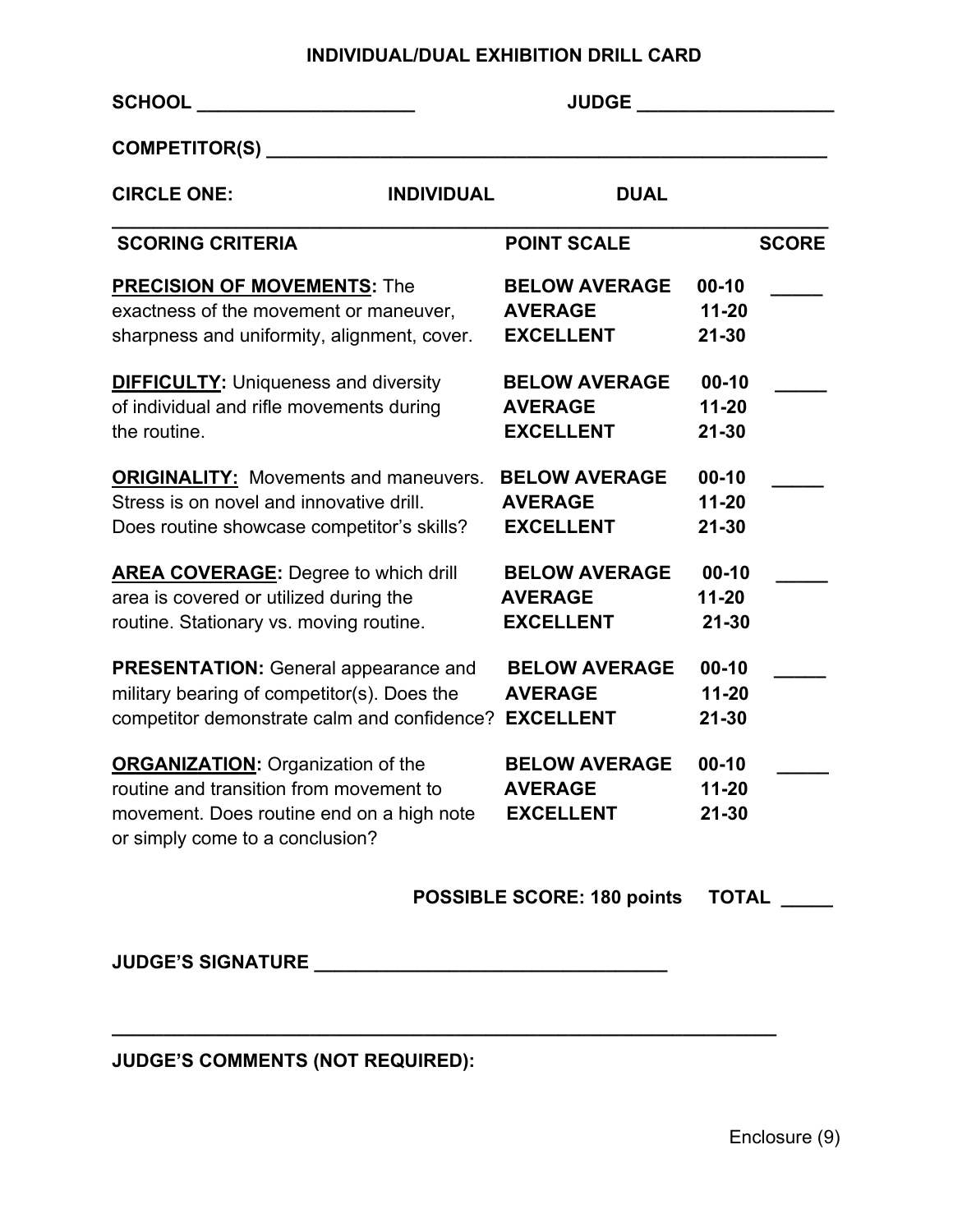# INDIVIDUAL/DUAL EXHIBITION DRILL CARD

**SCHOOL** _____________________ **JUDGE** ___________________

**COMPETITOR(S)** _______________________________________________________

**CIRCLE ONE:** **INDIVIDUAL** **DUAL**

---

| SCORING CRITERIA | POINT SCALE | | SCORE |
|---|---|---|---|
| **PRECISION OF MOVEMENTS:** The exactness of the movement or maneuver, sharpness and uniformity, alignment, cover. | **BELOW AVERAGE**<br>**AVERAGE**<br>**EXCELLENT** | **00-10**<br>**11-20**<br>**21-30** | _____ |
| **DIFFICULTY:** Uniqueness and diversity of individual and rifle movements during the routine. | **BELOW AVERAGE**<br>**AVERAGE**<br>**EXCELLENT** | **00-10**<br>**11-20**<br>**21-30** | _____ |
| **ORIGINALITY:** Movements and maneuvers. Stress is on novel and innovative drill. Does routine showcase competitor's skills? | **BELOW AVERAGE**<br>**AVERAGE**<br>**EXCELLENT** | **00-10**<br>**11-20**<br>**21-30** | _____ |
| **AREA COVERAGE:** Degree to which drill area is covered or utilized during the routine. Stationary vs. moving routine. | **BELOW AVERAGE**<br>**AVERAGE**<br>**EXCELLENT** | **00-10**<br>**11-20**<br>**21-30** | _____ |
| **PRESENTATION:** General appearance and military bearing of competitor(s). Does the competitor demonstrate calm and confidence? | **BELOW AVERAGE**<br>**AVERAGE**<br>**EXCELLENT** | **00-10**<br>**11-20**<br>**21-30** | _____ |
| **ORGANIZATION:** Organization of the routine and transition from movement to movement. Does routine end on a high note or simply come to a conclusion? | **BELOW AVERAGE**<br>**AVERAGE**<br>**EXCELLENT** | **00-10**<br>**11-20**<br>**21-30** | _____ |

**POSSIBLE SCORE: 180 points** **TOTAL** _____

**JUDGE'S SIGNATURE** __________________________________

---

**JUDGE'S COMMENTS (NOT REQUIRED):**

Enclosure (9)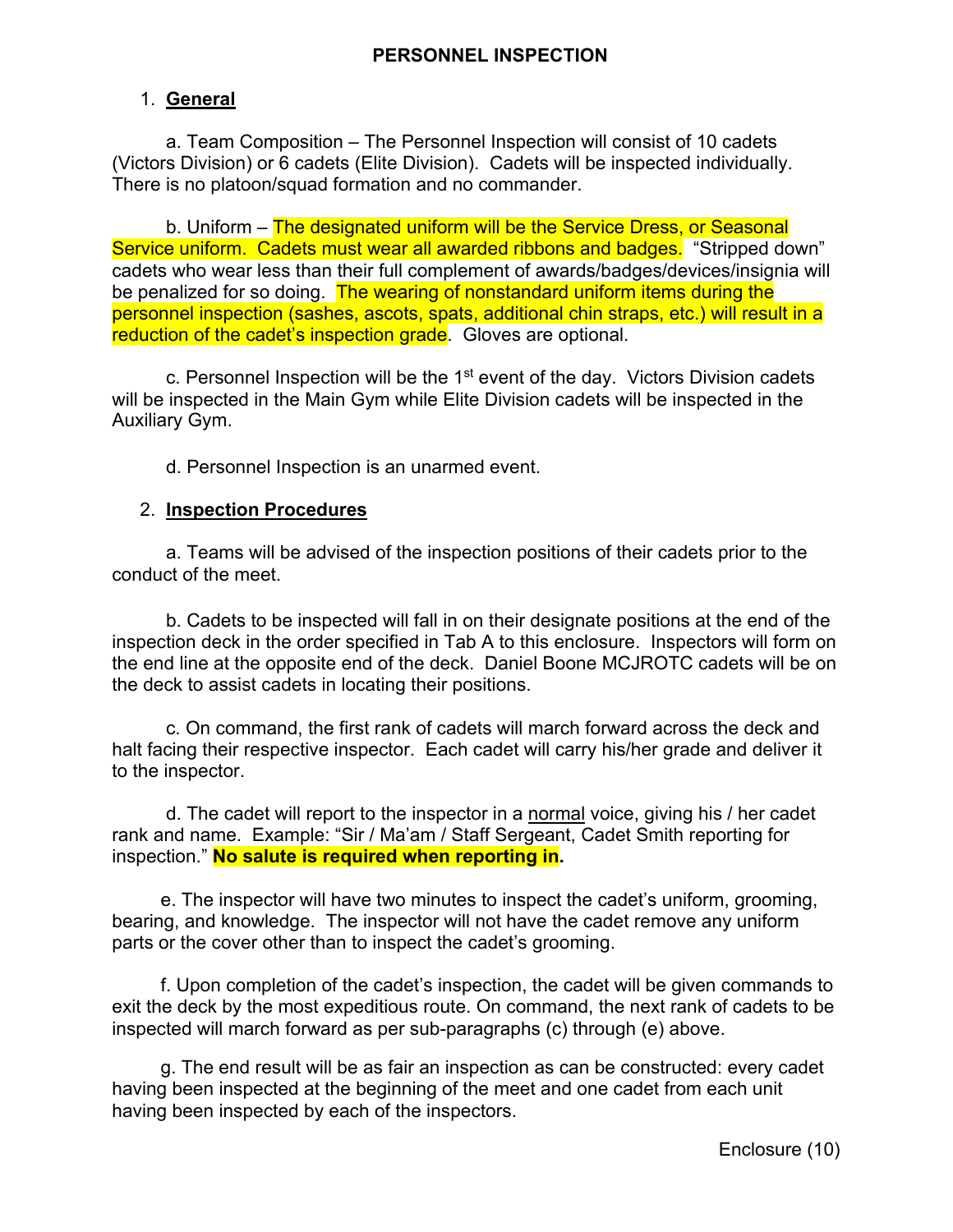## PERSONNEL INSPECTION

1. **General**

a. Team Composition – The Personnel Inspection will consist of 10 cadets (Victors Division) or 6 cadets (Elite Division). Cadets will be inspected individually. There is no platoon/squad formation and no commander.

b. Uniform – The designated uniform will be the Service Dress, or Seasonal Service uniform. Cadets must wear all awarded ribbons and badges. "Stripped down" cadets who wear less than their full complement of awards/badges/devices/insignia will be penalized for so doing. The wearing of nonstandard uniform items during the personnel inspection (sashes, ascots, spats, additional chin straps, etc.) will result in a reduction of the cadet's inspection grade. Gloves are optional.

c. Personnel Inspection will be the 1st event of the day. Victors Division cadets will be inspected in the Main Gym while Elite Division cadets will be inspected in the Auxiliary Gym.

d. Personnel Inspection is an unarmed event.

2. **Inspection Procedures**

a. Teams will be advised of the inspection positions of their cadets prior to the conduct of the meet.

b. Cadets to be inspected will fall in on their designate positions at the end of the inspection deck in the order specified in Tab A to this enclosure. Inspectors will form on the end line at the opposite end of the deck. Daniel Boone MCJROTC cadets will be on the deck to assist cadets in locating their positions.

c. On command, the first rank of cadets will march forward across the deck and halt facing their respective inspector. Each cadet will carry his/her grade and deliver it to the inspector.

d. The cadet will report to the inspector in a normal voice, giving his / her cadet rank and name. Example: "Sir / Ma'am / Staff Sergeant, Cadet Smith reporting for inspection." **No salute is required when reporting in.**

e. The inspector will have two minutes to inspect the cadet's uniform, grooming, bearing, and knowledge. The inspector will not have the cadet remove any uniform parts or the cover other than to inspect the cadet's grooming.

f. Upon completion of the cadet's inspection, the cadet will be given commands to exit the deck by the most expeditious route. On command, the next rank of cadets to be inspected will march forward as per sub-paragraphs (c) through (e) above.

g. The end result will be as fair an inspection as can be constructed: every cadet having been inspected at the beginning of the meet and one cadet from each unit having been inspected by each of the inspectors.

Enclosure (10)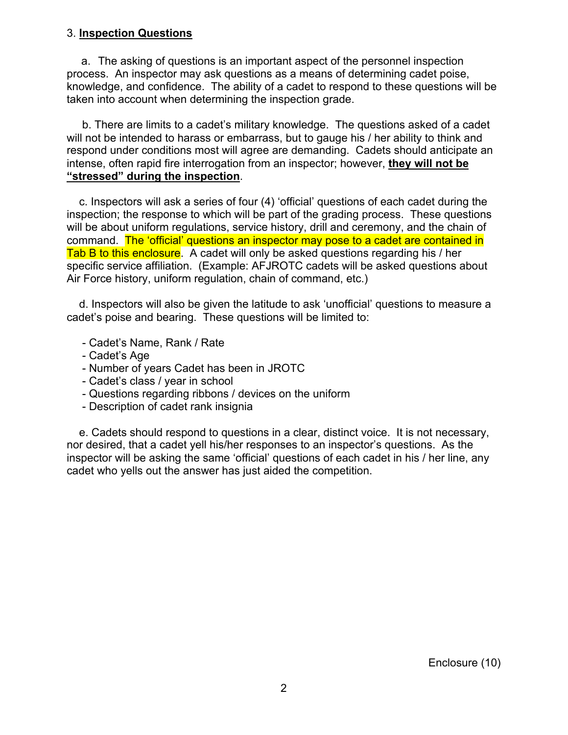3. **<u>Inspection Questions</u>**

a. The asking of questions is an important aspect of the personnel inspection process. An inspector may ask questions as a means of determining cadet poise, knowledge, and confidence. The ability of a cadet to respond to these questions will be taken into account when determining the inspection grade.

b. There are limits to a cadet's military knowledge. The questions asked of a cadet will not be intended to harass or embarrass, but to gauge his / her ability to think and respond under conditions most will agree are demanding. Cadets should anticipate an intense, often rapid fire interrogation from an inspector; however, **<u>they will not be "stressed" during the inspection</u>**.

c. Inspectors will ask a series of four (4) 'official' questions of each cadet during the inspection; the response to which will be part of the grading process. These questions will be about uniform regulations, service history, drill and ceremony, and the chain of command. The 'official' questions an inspector may pose to a cadet are contained in Tab B to this enclosure. A cadet will only be asked questions regarding his / her specific service affiliation. (Example: AFJROTC cadets will be asked questions about Air Force history, uniform regulation, chain of command, etc.)

d. Inspectors will also be given the latitude to ask 'unofficial' questions to measure a cadet's poise and bearing. These questions will be limited to:

- Cadet's Name, Rank / Rate
- Cadet's Age
- Number of years Cadet has been in JROTC
- Cadet's class / year in school
- Questions regarding ribbons / devices on the uniform
- Description of cadet rank insignia

e. Cadets should respond to questions in a clear, distinct voice. It is not necessary, nor desired, that a cadet yell his/her responses to an inspector's questions. As the inspector will be asking the same 'official' questions of each cadet in his / her line, any cadet who yells out the answer has just aided the competition.

Enclosure (10)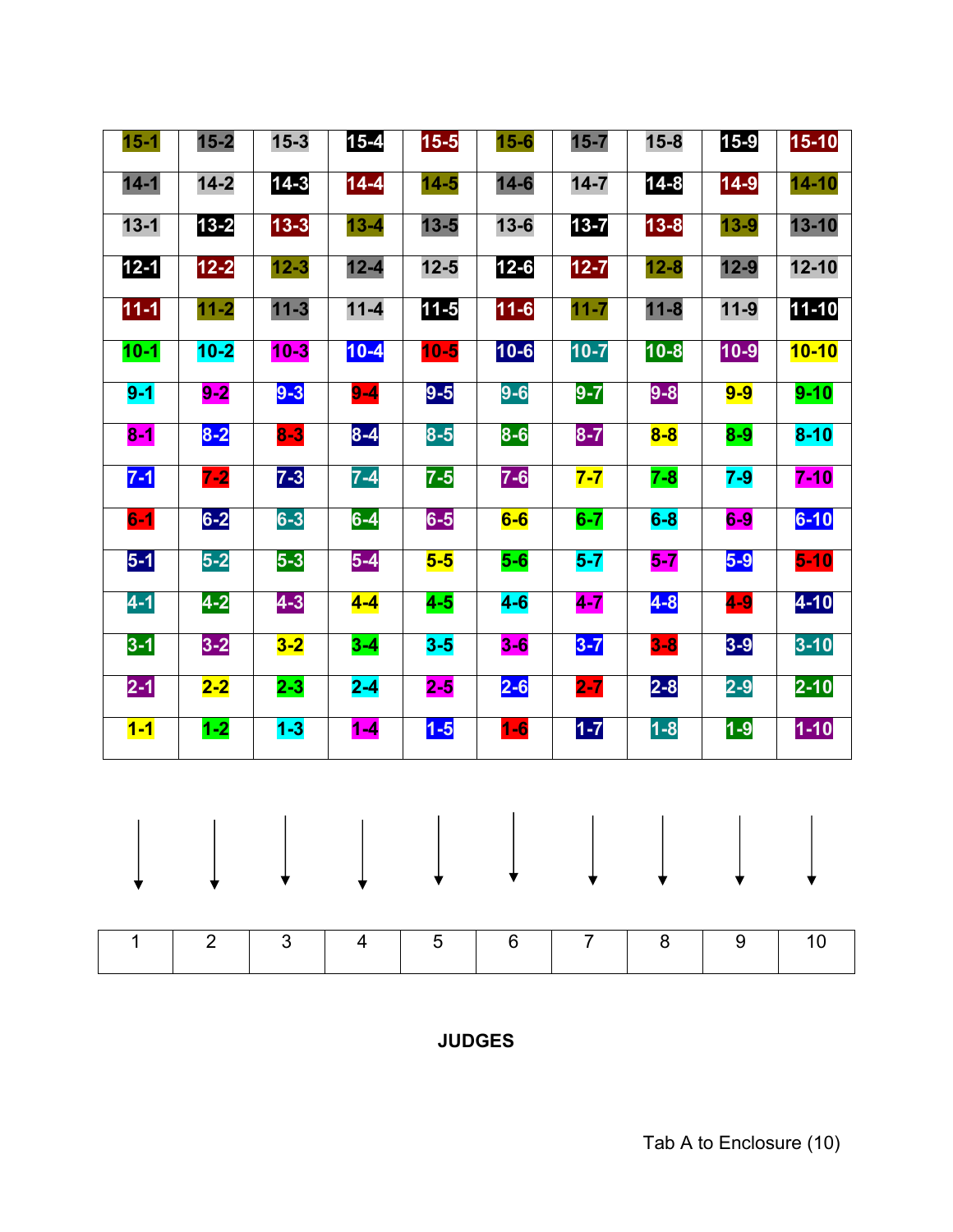| | | | | | | | | | |
|---|---|---|---|---|---|---|---|---|---|
| 15-1 | 15-2 | 15-3 | 15-4 | 15-5 | 15-6 | 15-7 | 15-8 | 15-9 | 15-10 |
| 14-1 | 14-2 | 14-3 | 14-4 | 14-5 | 14-6 | 14-7 | 14-8 | 14-9 | 14-10 |
| 13-1 | 13-2 | 13-3 | 13-4 | 13-5 | 13-6 | 13-7 | 13-8 | 13-9 | 13-10 |
| 12-1 | 12-2 | 12-3 | 12-4 | 12-5 | 12-6 | 12-7 | 12-8 | 12-9 | 12-10 |
| 11-1 | 11-2 | 11-3 | 11-4 | 11-5 | 11-6 | 11-7 | 11-8 | 11-9 | 11-10 |
| 10-1 | 10-2 | 10-3 | 10-4 | 10-5 | 10-6 | 10-7 | 10-8 | 10-9 | 10-10 |
| 9-1 | 9-2 | 9-3 | 9-4 | 9-5 | 9-6 | 9-7 | 9-8 | 9-9 | 9-10 |
| 8-1 | 8-2 | 8-3 | 8-4 | 8-5 | 8-6 | 8-7 | 8-8 | 8-9 | 8-10 |
| 7-1 | 7-2 | 7-3 | 7-4 | 7-5 | 7-6 | 7-7 | 7-8 | 7-9 | 7-10 |
| 6-1 | 6-2 | 6-3 | 6-4 | 6-5 | 6-6 | 6-7 | 6-8 | 6-9 | 6-10 |
| 5-1 | 5-2 | 5-3 | 5-4 | 5-5 | 5-6 | 5-7 | 5-7 | 5-9 | 5-10 |
| 4-1 | 4-2 | 4-3 | 4-4 | 4-5 | 4-6 | 4-7 | 4-8 | 4-9 | 4-10 |
| 3-1 | 3-2 | 3-2 | 3-4 | 3-5 | 3-6 | 3-7 | 3-8 | 3-9 | 3-10 |
| 2-1 | 2-2 | 2-3 | 2-4 | 2-5 | 2-6 | 2-7 | 2-8 | 2-9 | 2-10 |
| 1-1 | 1-2 | 1-3 | 1-4 | 1-5 | 1-6 | 1-7 | 1-8 | 1-9 | 1-10 |

↓ ↓ ↓ ↓ ↓ ↓ ↓ ↓ ↓ ↓

| 1 | 2 | 3 | 4 | 5 | 6 | 7 | 8 | 9 | 10 |
|---|---|---|---|---|---|---|---|---|---|

**JUDGES**

Tab A to Enclosure (10)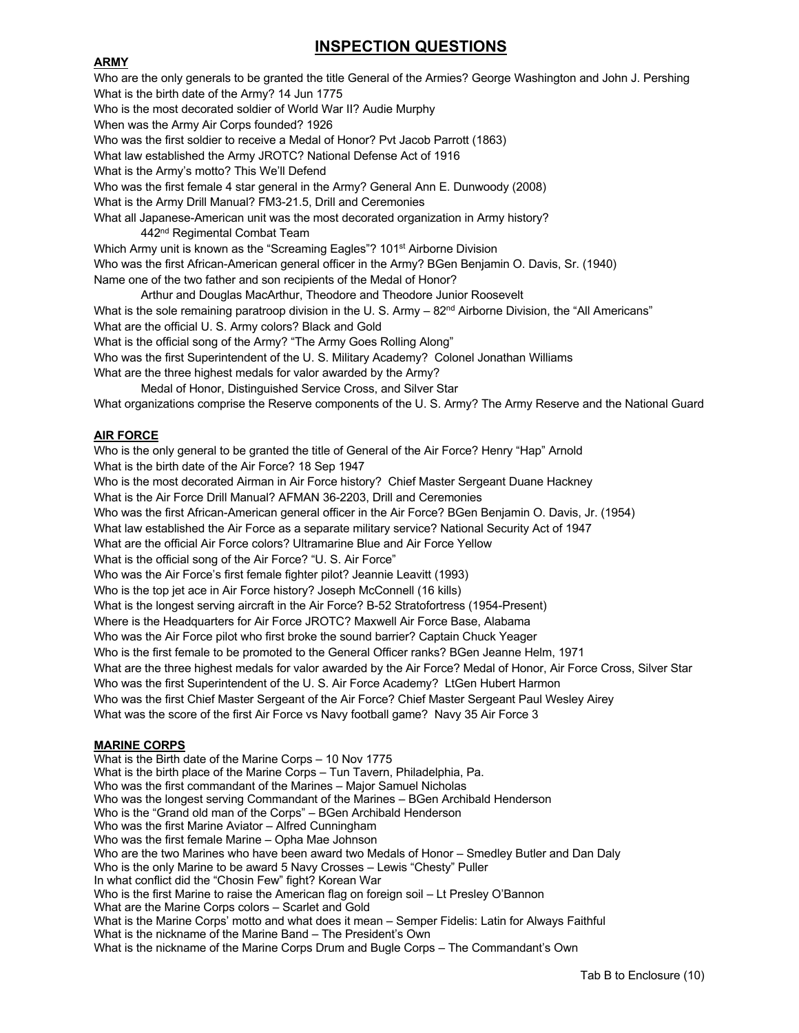# INSPECTION QUESTIONS

## ARMY

Who are the only generals to be granted the title General of the Armies? George Washington and John J. Pershing
What is the birth date of the Army? 14 Jun 1775
Who is the most decorated soldier of World War II? Audie Murphy
When was the Army Air Corps founded? 1926
Who was the first soldier to receive a Medal of Honor? Pvt Jacob Parrott (1863)
What law established the Army JROTC? National Defense Act of 1916
What is the Army's motto? This We'll Defend
Who was the first female 4 star general in the Army? General Ann E. Dunwoody (2008)
What is the Army Drill Manual? FM3-21.5, Drill and Ceremonies
What all Japanese-American unit was the most decorated organization in Army history?
442nd Regimental Combat Team
Which Army unit is known as the "Screaming Eagles"? 101st Airborne Division
Who was the first African-American general officer in the Army? BGen Benjamin O. Davis, Sr. (1940)
Name one of the two father and son recipients of the Medal of Honor?
Arthur and Douglas MacArthur, Theodore and Theodore Junior Roosevelt
What is the sole remaining paratroop division in the U. S. Army – 82nd Airborne Division, the "All Americans"
What are the official U. S. Army colors? Black and Gold
What is the official song of the Army? "The Army Goes Rolling Along"
Who was the first Superintendent of the U. S. Military Academy? Colonel Jonathan Williams
What are the three highest medals for valor awarded by the Army?
Medal of Honor, Distinguished Service Cross, and Silver Star
What organizations comprise the Reserve components of the U. S. Army? The Army Reserve and the National Guard

## AIR FORCE

Who is the only general to be granted the title of General of the Air Force? Henry "Hap" Arnold
What is the birth date of the Air Force? 18 Sep 1947
Who is the most decorated Airman in Air Force history? Chief Master Sergeant Duane Hackney
What is the Air Force Drill Manual? AFMAN 36-2203, Drill and Ceremonies
Who was the first African-American general officer in the Air Force? BGen Benjamin O. Davis, Jr. (1954)
What law established the Air Force as a separate military service? National Security Act of 1947
What are the official Air Force colors? Ultramarine Blue and Air Force Yellow
What is the official song of the Air Force? "U. S. Air Force"
Who was the Air Force's first female fighter pilot? Jeannie Leavitt (1993)
Who is the top jet ace in Air Force history? Joseph McConnell (16 kills)
What is the longest serving aircraft in the Air Force? B-52 Stratofortress (1954-Present)
Where is the Headquarters for Air Force JROTC? Maxwell Air Force Base, Alabama
Who was the Air Force pilot who first broke the sound barrier? Captain Chuck Yeager
Who is the first female to be promoted to the General Officer ranks? BGen Jeanne Helm, 1971
What are the three highest medals for valor awarded by the Air Force? Medal of Honor, Air Force Cross, Silver Star
Who was the first Superintendent of the U. S. Air Force Academy? LtGen Hubert Harmon
Who was the first Chief Master Sergeant of the Air Force? Chief Master Sergeant Paul Wesley Airey
What was the score of the first Air Force vs Navy football game? Navy 35 Air Force 3

## MARINE CORPS

What is the Birth date of the Marine Corps – 10 Nov 1775
What is the birth place of the Marine Corps – Tun Tavern, Philadelphia, Pa.
Who was the first commandant of the Marines – Major Samuel Nicholas
Who was the longest serving Commandant of the Marines – BGen Archibald Henderson
Who is the "Grand old man of the Corps" – BGen Archibald Henderson
Who was the first Marine Aviator – Alfred Cunningham
Who was the first female Marine – Opha Mae Johnson
Who are the two Marines who have been award two Medals of Honor – Smedley Butler and Dan Daly
Who is the only Marine to be award 5 Navy Crosses – Lewis "Chesty" Puller
In what conflict did the "Chosin Few" fight? Korean War
Who is the first Marine to raise the American flag on foreign soil – Lt Presley O'Bannon
What are the Marine Corps colors – Scarlet and Gold
What is the Marine Corps' motto and what does it mean – Semper Fidelis: Latin for Always Faithful
What is the nickname of the Marine Band – The President's Own
What is the nickname of the Marine Corps Drum and Bugle Corps – The Commandant's Own

Tab B to Enclosure (10)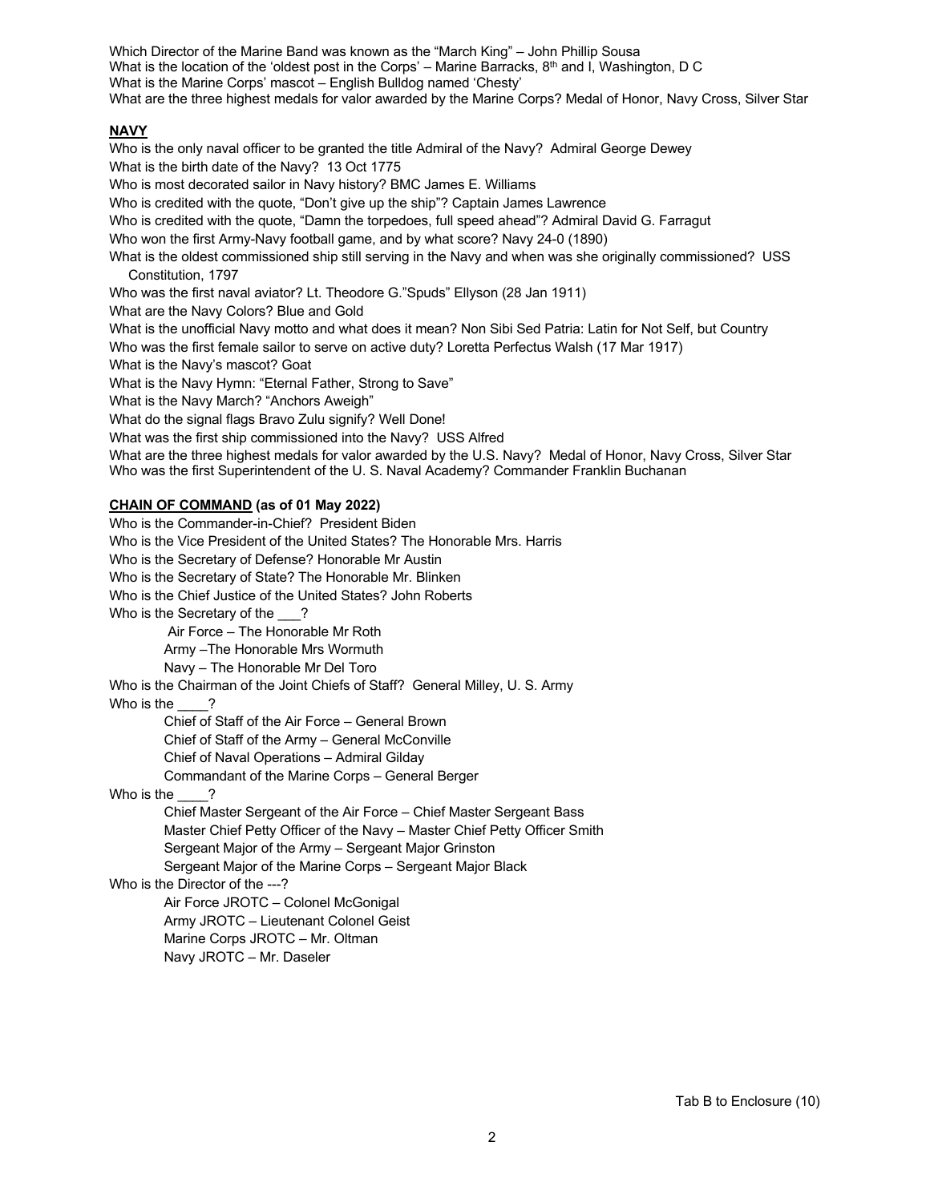Which Director of the Marine Band was known as the "March King" – John Phillip Sousa

What is the location of the 'oldest post in the Corps' – Marine Barracks, 8th and I, Washington, D C

What is the Marine Corps' mascot – English Bulldog named 'Chesty'

What are the three highest medals for valor awarded by the Marine Corps? Medal of Honor, Navy Cross, Silver Star

**NAVY**

Who is the only naval officer to be granted the title Admiral of the Navy? Admiral George Dewey

What is the birth date of the Navy? 13 Oct 1775

Who is most decorated sailor in Navy history? BMC James E. Williams

Who is credited with the quote, "Don't give up the ship"? Captain James Lawrence

Who is credited with the quote, "Damn the torpedoes, full speed ahead"? Admiral David G. Farragut

Who won the first Army-Navy football game, and by what score? Navy 24-0 (1890)

What is the oldest commissioned ship still serving in the Navy and when was she originally commissioned? USS Constitution, 1797

Who was the first naval aviator? Lt. Theodore G."Spuds" Ellyson (28 Jan 1911)

What are the Navy Colors? Blue and Gold

What is the unofficial Navy motto and what does it mean? Non Sibi Sed Patria: Latin for Not Self, but Country

Who was the first female sailor to serve on active duty? Loretta Perfectus Walsh (17 Mar 1917)

What is the Navy's mascot? Goat

What is the Navy Hymn: "Eternal Father, Strong to Save"

What is the Navy March? "Anchors Aweigh"

What do the signal flags Bravo Zulu signify? Well Done!

What was the first ship commissioned into the Navy? USS Alfred

What are the three highest medals for valor awarded by the U.S. Navy? Medal of Honor, Navy Cross, Silver Star

Who was the first Superintendent of the U. S. Naval Academy? Commander Franklin Buchanan

**CHAIN OF COMMAND (as of 01 May 2022)**

Who is the Commander-in-Chief? President Biden

Who is the Vice President of the United States? The Honorable Mrs. Harris

Who is the Secretary of Defense? Honorable Mr Austin

Who is the Secretary of State? The Honorable Mr. Blinken

Who is the Chief Justice of the United States? John Roberts

Who is the Secretary of the ___?

- Air Force – The Honorable Mr Roth
- Army –The Honorable Mrs Wormuth
- Navy – The Honorable Mr Del Toro

Who is the Chairman of the Joint Chiefs of Staff? General Milley, U. S. Army

Who is the ____?

- Chief of Staff of the Air Force – General Brown
- Chief of Staff of the Army – General McConville
- Chief of Naval Operations – Admiral Gilday
- Commandant of the Marine Corps – General Berger

Who is the ____?

- Chief Master Sergeant of the Air Force – Chief Master Sergeant Bass
- Master Chief Petty Officer of the Navy – Master Chief Petty Officer Smith
- Sergeant Major of the Army – Sergeant Major Grinston
- Sergeant Major of the Marine Corps – Sergeant Major Black

Who is the Director of the ---?

- Air Force JROTC – Colonel McGonigal
- Army JROTC – Lieutenant Colonel Geist
- Marine Corps JROTC – Mr. Oltman
- Navy JROTC – Mr. Daseler

Tab B to Enclosure (10)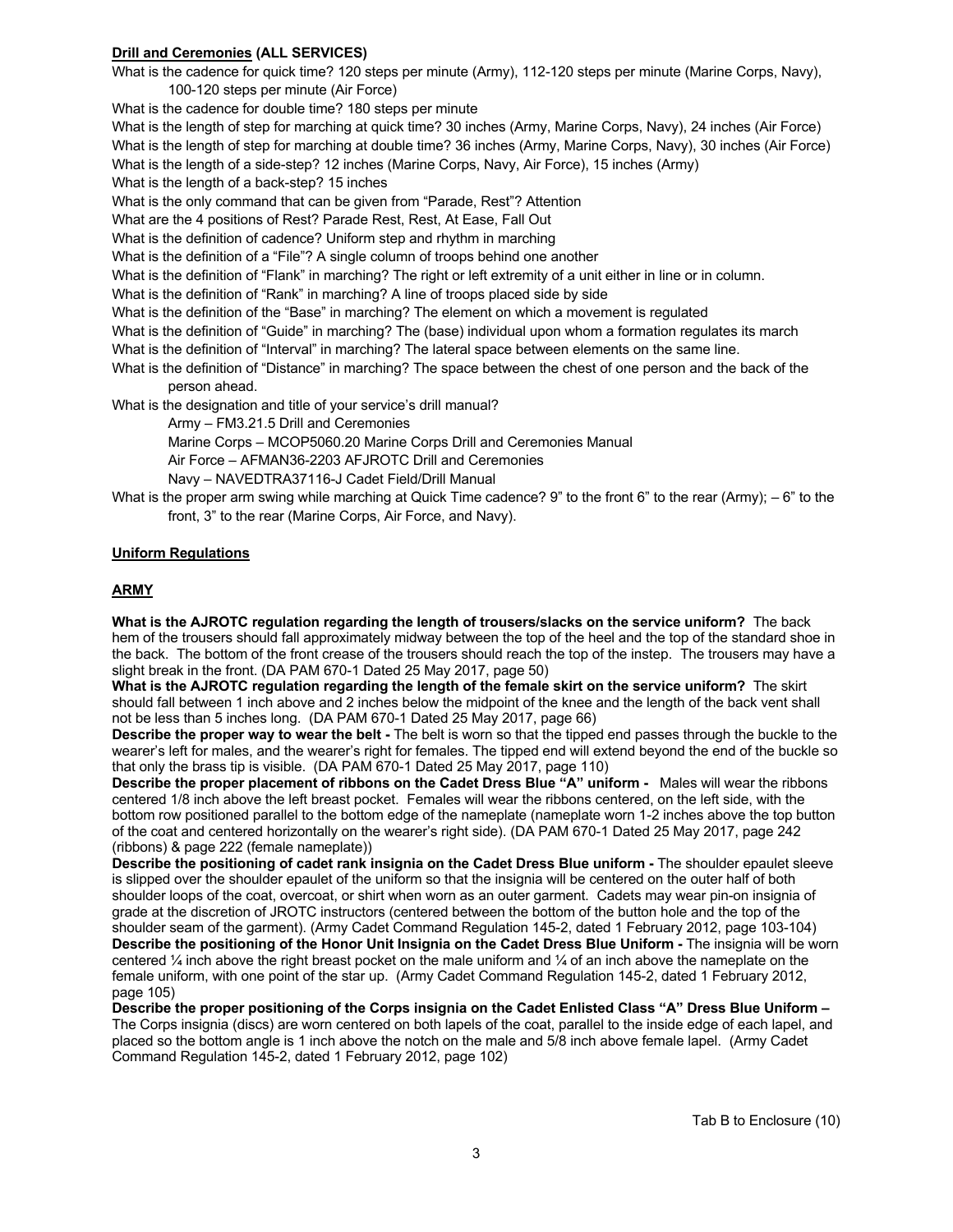**Drill and Ceremonies (ALL SERVICES)**

What is the cadence for quick time? 120 steps per minute (Army), 112-120 steps per minute (Marine Corps, Navy), 100-120 steps per minute (Air Force)

What is the cadence for double time? 180 steps per minute

What is the length of step for marching at quick time? 30 inches (Army, Marine Corps, Navy), 24 inches (Air Force)

What is the length of step for marching at double time? 36 inches (Army, Marine Corps, Navy), 30 inches (Air Force)

What is the length of a side-step? 12 inches (Marine Corps, Navy, Air Force), 15 inches (Army)

What is the length of a back-step? 15 inches

What is the only command that can be given from "Parade, Rest"? Attention

What are the 4 positions of Rest? Parade Rest, Rest, At Ease, Fall Out

What is the definition of cadence? Uniform step and rhythm in marching

What is the definition of a "File"? A single column of troops behind one another

What is the definition of "Flank" in marching? The right or left extremity of a unit either in line or in column.

What is the definition of "Rank" in marching? A line of troops placed side by side

What is the definition of the "Base" in marching? The element on which a movement is regulated

What is the definition of "Guide" in marching? The (base) individual upon whom a formation regulates its march

What is the definition of "Interval" in marching? The lateral space between elements on the same line.

What is the definition of "Distance" in marching? The space between the chest of one person and the back of the person ahead.

What is the designation and title of your service's drill manual?

- Army – FM3.21.5 Drill and Ceremonies
- Marine Corps – MCOP5060.20 Marine Corps Drill and Ceremonies Manual
- Air Force – AFMAN36-2203 AFJROTC Drill and Ceremonies
- Navy – NAVEDTRA37116-J Cadet Field/Drill Manual

What is the proper arm swing while marching at Quick Time cadence? 9" to the front 6" to the rear (Army); – 6" to the front, 3" to the rear (Marine Corps, Air Force, and Navy).

**Uniform Regulations**

**ARMY**

**What is the AJROTC regulation regarding the length of trousers/slacks on the service uniform?** The back hem of the trousers should fall approximately midway between the top of the heel and the top of the standard shoe in the back. The bottom of the front crease of the trousers should reach the top of the instep. The trousers may have a slight break in the front. (DA PAM 670-1 Dated 25 May 2017, page 50)

**What is the AJROTC regulation regarding the length of the female skirt on the service uniform?** The skirt should fall between 1 inch above and 2 inches below the midpoint of the knee and the length of the back vent shall not be less than 5 inches long. (DA PAM 670-1 Dated 25 May 2017, page 66)

**Describe the proper way to wear the belt -** The belt is worn so that the tipped end passes through the buckle to the wearer's left for males, and the wearer's right for females. The tipped end will extend beyond the end of the buckle so that only the brass tip is visible. (DA PAM 670-1 Dated 25 May 2017, page 110)

**Describe the proper placement of ribbons on the Cadet Dress Blue "A" uniform -** Males will wear the ribbons centered 1/8 inch above the left breast pocket. Females will wear the ribbons centered, on the left side, with the bottom row positioned parallel to the bottom edge of the nameplate (nameplate worn 1-2 inches above the top button of the coat and centered horizontally on the wearer's right side). (DA PAM 670-1 Dated 25 May 2017, page 242 (ribbons) & page 222 (female nameplate))

**Describe the positioning of cadet rank insignia on the Cadet Dress Blue uniform -** The shoulder epaulet sleeve is slipped over the shoulder epaulet of the uniform so that the insignia will be centered on the outer half of both shoulder loops of the coat, overcoat, or shirt when worn as an outer garment. Cadets may wear pin-on insignia of grade at the discretion of JROTC instructors (centered between the bottom of the button hole and the top of the shoulder seam of the garment). (Army Cadet Command Regulation 145-2, dated 1 February 2012, page 103-104)

**Describe the positioning of the Honor Unit Insignia on the Cadet Dress Blue Uniform -** The insignia will be worn centered ¼ inch above the right breast pocket on the male uniform and ¼ of an inch above the nameplate on the female uniform, with one point of the star up. (Army Cadet Command Regulation 145-2, dated 1 February 2012, page 105)

**Describe the proper positioning of the Corps insignia on the Cadet Enlisted Class "A" Dress Blue Uniform –** The Corps insignia (discs) are worn centered on both lapels of the coat, parallel to the inside edge of each lapel, and placed so the bottom angle is 1 inch above the notch on the male and 5/8 inch above female lapel. (Army Cadet Command Regulation 145-2, dated 1 February 2012, page 102)

Tab B to Enclosure (10)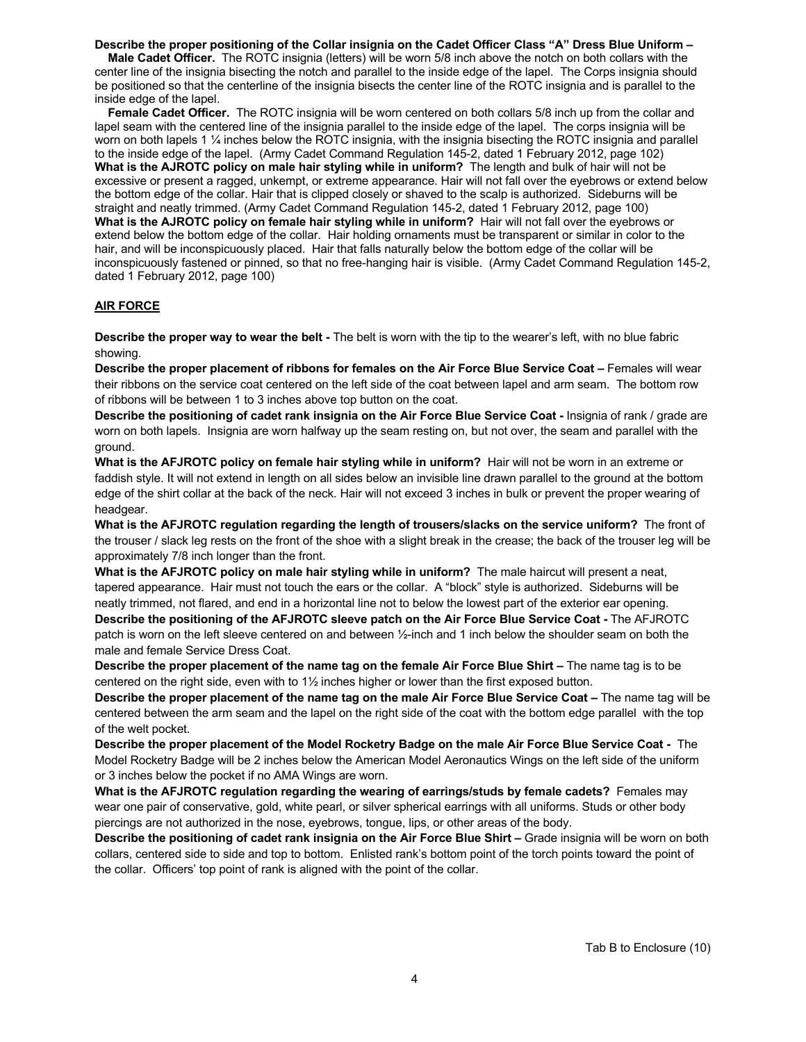**Describe the proper positioning of the Collar insignia on the Cadet Officer Class "A" Dress Blue Uniform –**

**Male Cadet Officer.** The ROTC insignia (letters) will be worn 5/8 inch above the notch on both collars with the center line of the insignia bisecting the notch and parallel to the inside edge of the lapel. The Corps insignia should be positioned so that the centerline of the insignia bisects the center line of the ROTC insignia and is parallel to the inside edge of the lapel.

**Female Cadet Officer.** The ROTC insignia will be worn centered on both collars 5/8 inch up from the collar and lapel seam with the centered line of the insignia parallel to the inside edge of the lapel. The corps insignia will be worn on both lapels 1 ¼ inches below the ROTC insignia, with the insignia bisecting the ROTC insignia and parallel to the inside edge of the lapel. (Army Cadet Command Regulation 145-2, dated 1 February 2012, page 102)

**What is the AJROTC policy on male hair styling while in uniform?** The length and bulk of hair will not be excessive or present a ragged, unkempt, or extreme appearance. Hair will not fall over the eyebrows or extend below the bottom edge of the collar. Hair that is clipped closely or shaved to the scalp is authorized. Sideburns will be straight and neatly trimmed. (Army Cadet Command Regulation 145-2, dated 1 February 2012, page 100)

**What is the AJROTC policy on female hair styling while in uniform?** Hair will not fall over the eyebrows or extend below the bottom edge of the collar. Hair holding ornaments must be transparent or similar in color to the hair, and will be inconspicuously placed. Hair that falls naturally below the bottom edge of the collar will be inconspicuously fastened or pinned, so that no free-hanging hair is visible. (Army Cadet Command Regulation 145-2, dated 1 February 2012, page 100)

**AIR FORCE**

**Describe the proper way to wear the belt -** The belt is worn with the tip to the wearer's left, with no blue fabric showing.

**Describe the proper placement of ribbons for females on the Air Force Blue Service Coat –** Females will wear their ribbons on the service coat centered on the left side of the coat between lapel and arm seam. The bottom row of ribbons will be between 1 to 3 inches above top button on the coat.

**Describe the positioning of cadet rank insignia on the Air Force Blue Service Coat -** Insignia of rank / grade are worn on both lapels. Insignia are worn halfway up the seam resting on, but not over, the seam and parallel with the ground.

**What is the AFJROTC policy on female hair styling while in uniform?** Hair will not be worn in an extreme or faddish style. It will not extend in length on all sides below an invisible line drawn parallel to the ground at the bottom edge of the shirt collar at the back of the neck. Hair will not exceed 3 inches in bulk or prevent the proper wearing of headgear.

**What is the AFJROTC regulation regarding the length of trousers/slacks on the service uniform?** The front of the trouser / slack leg rests on the front of the shoe with a slight break in the crease; the back of the trouser leg will be approximately 7/8 inch longer than the front.

**What is the AFJROTC policy on male hair styling while in uniform?** The male haircut will present a neat, tapered appearance. Hair must not touch the ears or the collar. A "block" style is authorized. Sideburns will be neatly trimmed, not flared, and end in a horizontal line not to below the lowest part of the exterior ear opening.

**Describe the positioning of the AFJROTC sleeve patch on the Air Force Blue Service Coat -** The AFJROTC patch is worn on the left sleeve centered on and between ½-inch and 1 inch below the shoulder seam on both the male and female Service Dress Coat.

**Describe the proper placement of the name tag on the female Air Force Blue Shirt –** The name tag is to be centered on the right side, even with to 1½ inches higher or lower than the first exposed button.

**Describe the proper placement of the name tag on the male Air Force Blue Service Coat –** The name tag will be centered between the arm seam and the lapel on the right side of the coat with the bottom edge parallel with the top of the welt pocket.

**Describe the proper placement of the Model Rocketry Badge on the male Air Force Blue Service Coat -** The Model Rocketry Badge will be 2 inches below the American Model Aeronautics Wings on the left side of the uniform or 3 inches below the pocket if no AMA Wings are worn.

**What is the AFJROTC regulation regarding the wearing of earrings/studs by female cadets?** Females may wear one pair of conservative, gold, white pearl, or silver spherical earrings with all uniforms. Studs or other body piercings are not authorized in the nose, eyebrows, tongue, lips, or other areas of the body.

**Describe the positioning of cadet rank insignia on the Air Force Blue Shirt –** Grade insignia will be worn on both collars, centered side to side and top to bottom. Enlisted rank's bottom point of the torch points toward the point of the collar. Officers' top point of rank is aligned with the point of the collar.

Tab B to Enclosure (10)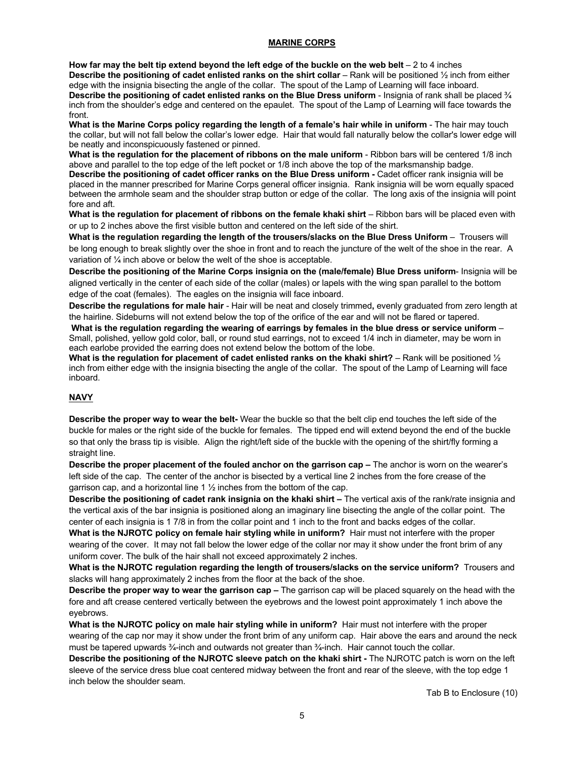## MARINE CORPS

**How far may the belt tip extend beyond the left edge of the buckle on the web belt** – 2 to 4 inches

**Describe the positioning of cadet enlisted ranks on the shirt collar** – Rank will be positioned ½ inch from either edge with the insignia bisecting the angle of the collar. The spout of the Lamp of Learning will face inboard.

**Describe the positioning of cadet enlisted ranks on the Blue Dress uniform** - Insignia of rank shall be placed ¾ inch from the shoulder's edge and centered on the epaulet. The spout of the Lamp of Learning will face towards the front.

**What is the Marine Corps policy regarding the length of a female's hair while in uniform** - The hair may touch the collar, but will not fall below the collar's lower edge. Hair that would fall naturally below the collar's lower edge will be neatly and inconspicuously fastened or pinned.

**What is the regulation for the placement of ribbons on the male uniform** - Ribbon bars will be centered 1/8 inch above and parallel to the top edge of the left pocket or 1/8 inch above the top of the marksmanship badge.

**Describe the positioning of cadet officer ranks on the Blue Dress uniform -** Cadet officer rank insignia will be placed in the manner prescribed for Marine Corps general officer insignia. Rank insignia will be worn equally spaced between the armhole seam and the shoulder strap button or edge of the collar. The long axis of the insignia will point fore and aft.

**What is the regulation for placement of ribbons on the female khaki shirt** – Ribbon bars will be placed even with or up to 2 inches above the first visible button and centered on the left side of the shirt.

**What is the regulation regarding the length of the trousers/slacks on the Blue Dress Uniform** – Trousers will be long enough to break slightly over the shoe in front and to reach the juncture of the welt of the shoe in the rear. A variation of ¼ inch above or below the welt of the shoe is acceptable.

**Describe the positioning of the Marine Corps insignia on the (male/female) Blue Dress uniform**- Insignia will be aligned vertically in the center of each side of the collar (males) or lapels with the wing span parallel to the bottom edge of the coat (females). The eagles on the insignia will face inboard.

**Describe the regulations for male hair** - Hair will be neat and closely trimmed**,** evenly graduated from zero length at the hairline. Sideburns will not extend below the top of the orifice of the ear and will not be flared or tapered.

**What is the regulation regarding the wearing of earrings by females in the blue dress or service uniform** – Small, polished, yellow gold color, ball, or round stud earrings, not to exceed 1/4 inch in diameter, may be worn in each earlobe provided the earring does not extend below the bottom of the lobe.

**What is the regulation for placement of cadet enlisted ranks on the khaki shirt?** – Rank will be positioned ½ inch from either edge with the insignia bisecting the angle of the collar. The spout of the Lamp of Learning will face inboard.

## NAVY

**Describe the proper way to wear the belt-** Wear the buckle so that the belt clip end touches the left side of the buckle for males or the right side of the buckle for females. The tipped end will extend beyond the end of the buckle so that only the brass tip is visible. Align the right/left side of the buckle with the opening of the shirt/fly forming a straight line.

**Describe the proper placement of the fouled anchor on the garrison cap –** The anchor is worn on the wearer's left side of the cap. The center of the anchor is bisected by a vertical line 2 inches from the fore crease of the garrison cap, and a horizontal line 1 ½ inches from the bottom of the cap.

**Describe the positioning of cadet rank insignia on the khaki shirt –** The vertical axis of the rank/rate insignia and the vertical axis of the bar insignia is positioned along an imaginary line bisecting the angle of the collar point. The center of each insignia is 1 7/8 in from the collar point and 1 inch to the front and backs edges of the collar.

**What is the NJROTC policy on female hair styling while in uniform?** Hair must not interfere with the proper wearing of the cover. It may not fall below the lower edge of the collar nor may it show under the front brim of any uniform cover. The bulk of the hair shall not exceed approximately 2 inches.

**What is the NJROTC regulation regarding the length of trousers/slacks on the service uniform?** Trousers and slacks will hang approximately 2 inches from the floor at the back of the shoe.

**Describe the proper way to wear the garrison cap –** The garrison cap will be placed squarely on the head with the fore and aft crease centered vertically between the eyebrows and the lowest point approximately 1 inch above the eyebrows.

**What is the NJROTC policy on male hair styling while in uniform?** Hair must not interfere with the proper wearing of the cap nor may it show under the front brim of any uniform cap. Hair above the ears and around the neck must be tapered upwards ¾-inch and outwards not greater than ¾-inch. Hair cannot touch the collar.

**Describe the positioning of the NJROTC sleeve patch on the khaki shirt -** The NJROTC patch is worn on the left sleeve of the service dress blue coat centered midway between the front and rear of the sleeve, with the top edge 1 inch below the shoulder seam.

Tab B to Enclosure (10)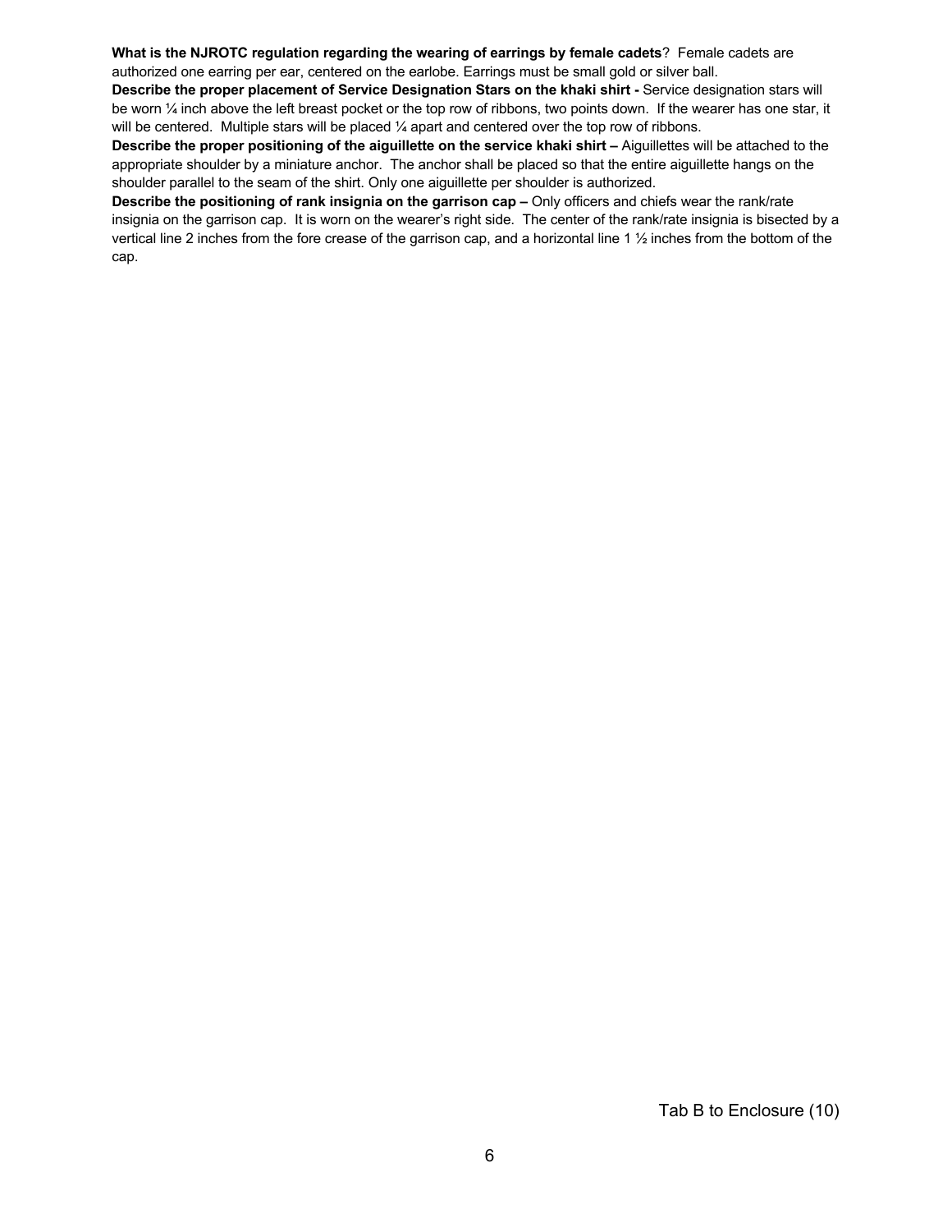**What is the NJROTC regulation regarding the wearing of earrings by female cadets**? Female cadets are authorized one earring per ear, centered on the earlobe. Earrings must be small gold or silver ball.

**Describe the proper placement of Service Designation Stars on the khaki shirt -** Service designation stars will be worn ¼ inch above the left breast pocket or the top row of ribbons, two points down. If the wearer has one star, it will be centered. Multiple stars will be placed ¼ apart and centered over the top row of ribbons.

**Describe the proper positioning of the aiguillette on the service khaki shirt –** Aiguillettes will be attached to the appropriate shoulder by a miniature anchor. The anchor shall be placed so that the entire aiguillette hangs on the shoulder parallel to the seam of the shirt. Only one aiguillette per shoulder is authorized.

**Describe the positioning of rank insignia on the garrison cap –** Only officers and chiefs wear the rank/rate insignia on the garrison cap. It is worn on the wearer's right side. The center of the rank/rate insignia is bisected by a vertical line 2 inches from the fore crease of the garrison cap, and a horizontal line 1 ½ inches from the bottom of the cap.

Tab B to Enclosure (10)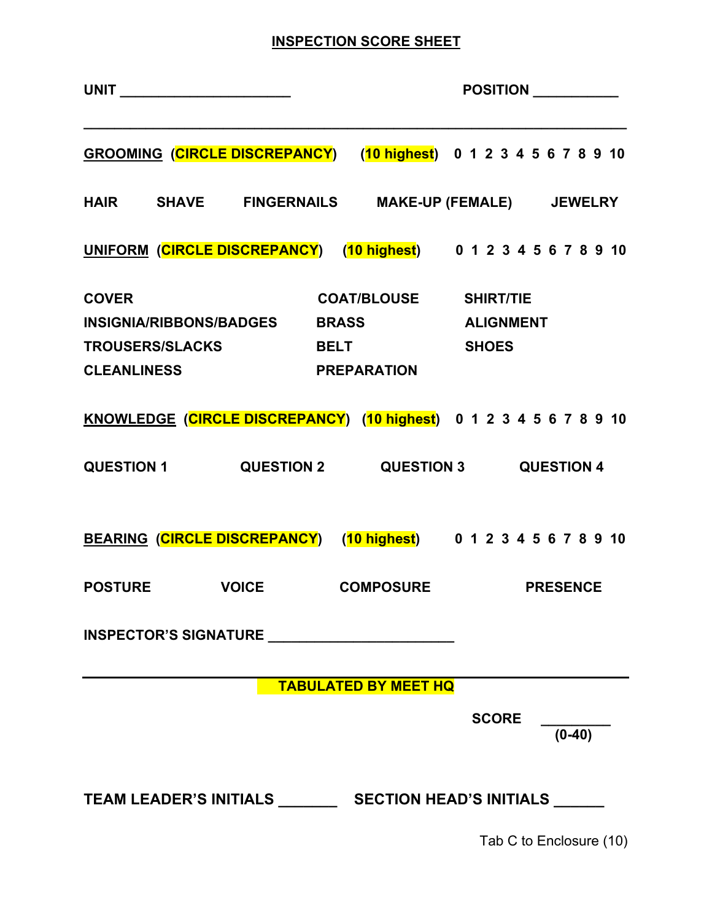## INSPECTION SCORE SHEET

**UNIT ______________________** **POSITION ___________**

---

**GROOMING** (**CIRCLE DISCREPANCY**) (**10 highest**) **0 1 2 3 4 5 6 7 8 9 10**

**HAIR** **SHAVE** **FINGERNAILS** **MAKE-UP (FEMALE)** **JEWELRY**

**UNIFORM** (**CIRCLE DISCREPANCY**) (**10 highest**) **0 1 2 3 4 5 6 7 8 9 10**

| | | |
|---|---|---|
| **COVER** | **COAT/BLOUSE** | **SHIRT/TIE** |
| **INSIGNIA/RIBBONS/BADGES** | **BRASS** | **ALIGNMENT** |
| **TROUSERS/SLACKS** | **BELT** | **SHOES** |
| **CLEANLINESS** | **PREPARATION** | |

**KNOWLEDGE** (**CIRCLE DISCREPANCY**) (**10 highest**) **0 1 2 3 4 5 6 7 8 9 10**

**QUESTION 1** **QUESTION 2** **QUESTION 3** **QUESTION 4**

**BEARING** (**CIRCLE DISCREPANCY**) (**10 highest**) **0 1 2 3 4 5 6 7 8 9 10**

**POSTURE** **VOICE** **COMPOSURE** **PRESENCE**

**INSPECTOR'S SIGNATURE ________________________**

---

**TABULATED BY MEET HQ**

**SCORE _________**
**(0-40)**

**TEAM LEADER'S INITIALS _______** **SECTION HEAD'S INITIALS ______**

Tab C to Enclosure (10)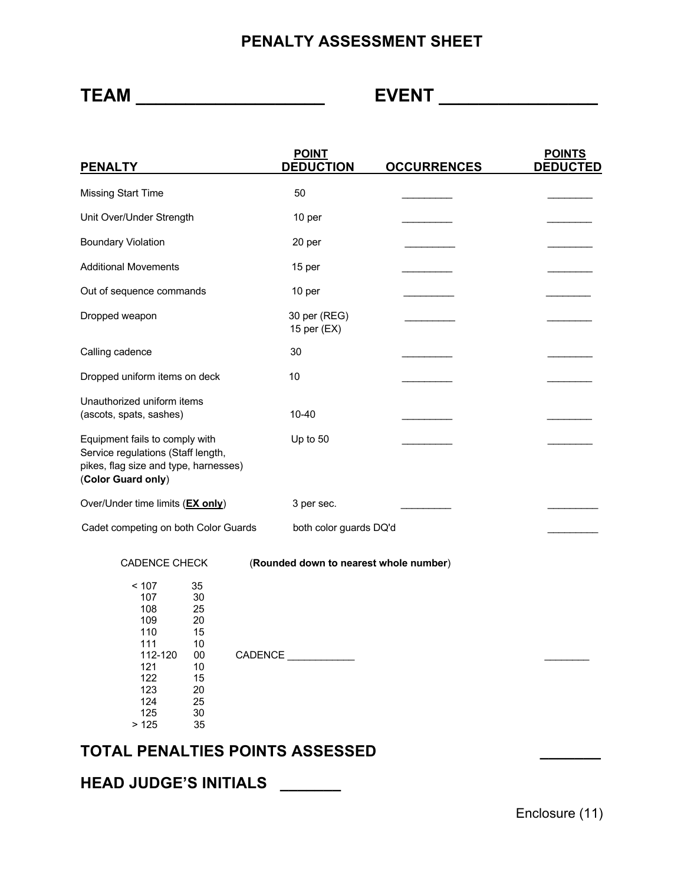# PENALTY ASSESSMENT SHEET

**TEAM ___________________ EVENT ________________**

| PENALTY | POINT DEDUCTION | OCCURRENCES | POINTS DEDUCTED |
|---|---|---|---|
| Missing Start Time | 50 | _________ | ________ |
| Unit Over/Under Strength | 10 per | _________ | ________ |
| Boundary Violation | 20 per | _________ | ________ |
| Additional Movements | 15 per | _________ | ________ |
| Out of sequence commands | 10 per | _________ | ________ |
| Dropped weapon | 30 per (REG)<br>15 per (EX) | _________ | ________ |
| Calling cadence | 30 | _________ | ________ |
| Dropped uniform items on deck | 10 | _________ | ________ |
| Unauthorized uniform items (ascots, spats, sashes) | 10-40 | _________ | ________ |
| Equipment fails to comply with Service regulations (Staff length, pikes, flag size and type, harnesses) (**Color Guard only**) | Up to 50 | _________ | ________ |
| Over/Under time limits (**EX only**) | 3 per sec. | _________ | _________ |
| Cadet competing on both Color Guards | both color guards DQ'd | | _________ |

CADENCE CHECK (**Rounded down to nearest whole number**)

| Cadence | Points |
|---|---|
| < 107 | 35 |
| 107 | 30 |
| 108 | 25 |
| 109 | 20 |
| 110 | 15 |
| 111 | 10 |
| 112-120 | 00 |
| 121 | 10 |
| 122 | 15 |
| 123 | 20 |
| 124 | 25 |
| 125 | 30 |
| > 125 | 35 |

CADENCE ____________ ________

**TOTAL PENALTIES POINTS ASSESSED _______**

**HEAD JUDGE'S INITIALS _______**

Enclosure (11)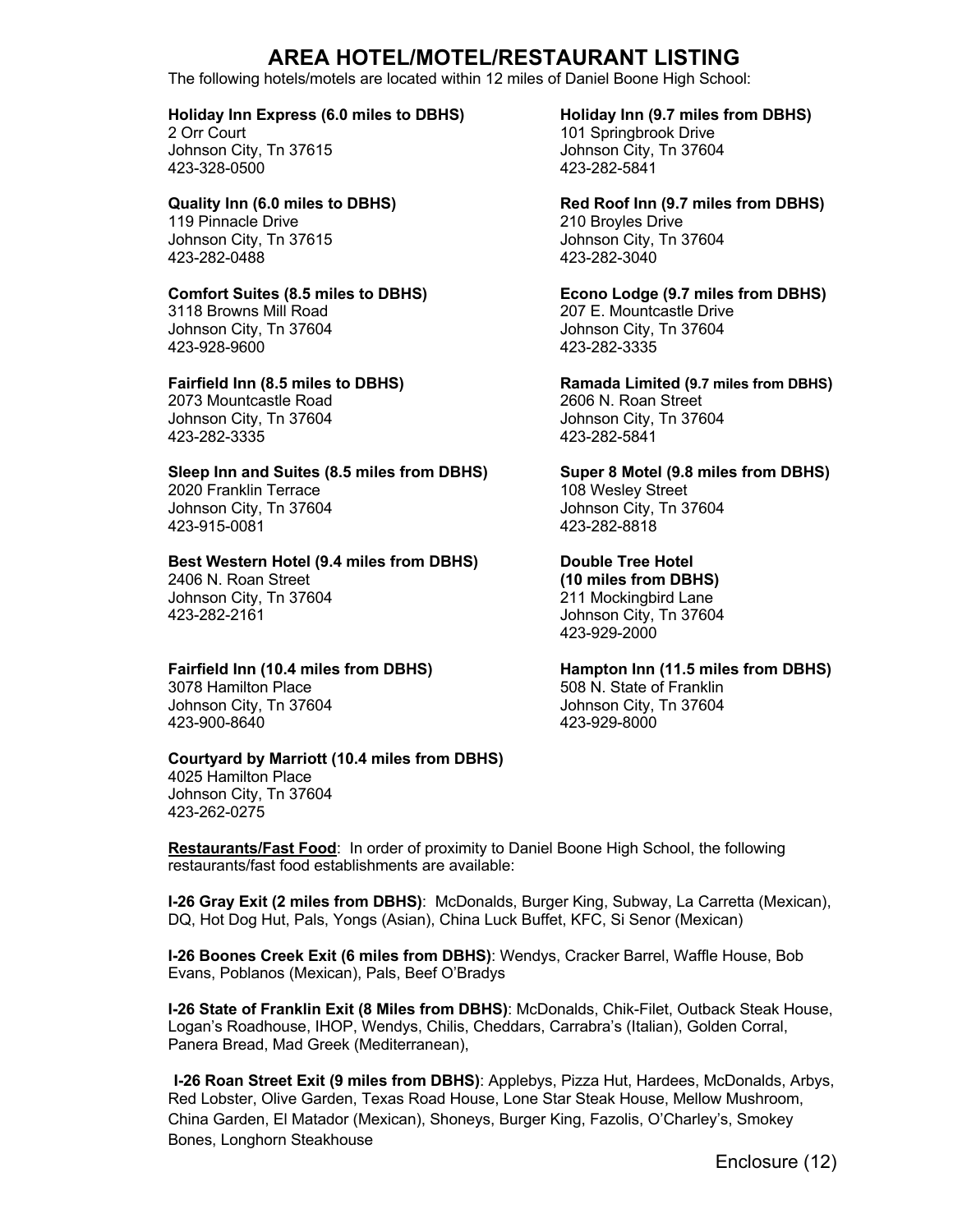# AREA HOTEL/MOTEL/RESTAURANT LISTING

The following hotels/motels are located within 12 miles of Daniel Boone High School:

**Holiday Inn Express (6.0 miles to DBHS)**
2 Orr Court
Johnson City, Tn 37615
423-328-0500

**Quality Inn (6.0 miles to DBHS)**
119 Pinnacle Drive
Johnson City, Tn 37615
423-282-0488

**Comfort Suites (8.5 miles to DBHS)**
3118 Browns Mill Road
Johnson City, Tn 37604
423-928-9600

**Fairfield Inn (8.5 miles to DBHS)**
2073 Mountcastle Road
Johnson City, Tn 37604
423-282-3335

**Sleep Inn and Suites (8.5 miles from DBHS)**
2020 Franklin Terrace
Johnson City, Tn 37604
423-915-0081

**Best Western Hotel (9.4 miles from DBHS)**
2406 N. Roan Street
Johnson City, Tn 37604
423-282-2161

**Fairfield Inn (10.4 miles from DBHS)**
3078 Hamilton Place
Johnson City, Tn 37604
423-900-8640

**Courtyard by Marriott (10.4 miles from DBHS)**
4025 Hamilton Place
Johnson City, Tn 37604
423-262-0275

**Holiday Inn (9.7 miles from DBHS)**
101 Springbrook Drive
Johnson City, Tn 37604
423-282-5841

**Red Roof Inn (9.7 miles from DBHS)**
210 Broyles Drive
Johnson City, Tn 37604
423-282-3040

**Econo Lodge (9.7 miles from DBHS)**
207 E. Mountcastle Drive
Johnson City, Tn 37604
423-282-3335

**Ramada Limited (9.7 miles from DBHS)**
2606 N. Roan Street
Johnson City, Tn 37604
423-282-5841

**Super 8 Motel (9.8 miles from DBHS)**
108 Wesley Street
Johnson City, Tn 37604
423-282-8818

**Double Tree Hotel (10 miles from DBHS)**
211 Mockingbird Lane
Johnson City, Tn 37604
423-929-2000

**Hampton Inn (11.5 miles from DBHS)**
508 N. State of Franklin
Johnson City, Tn 37604
423-929-8000

**Restaurants/Fast Food**: In order of proximity to Daniel Boone High School, the following restaurants/fast food establishments are available:

**I-26 Gray Exit (2 miles from DBHS)**: McDonalds, Burger King, Subway, La Carretta (Mexican), DQ, Hot Dog Hut, Pals, Yongs (Asian), China Luck Buffet, KFC, Si Senor (Mexican)

**I-26 Boones Creek Exit (6 miles from DBHS)**: Wendys, Cracker Barrel, Waffle House, Bob Evans, Poblanos (Mexican), Pals, Beef O'Bradys

**I-26 State of Franklin Exit (8 Miles from DBHS)**: McDonalds, Chik-Filet, Outback Steak House, Logan's Roadhouse, IHOP, Wendys, Chilis, Cheddars, Carrabra's (Italian), Golden Corral, Panera Bread, Mad Greek (Mediterranean),

**I-26 Roan Street Exit (9 miles from DBHS)**: Applebys, Pizza Hut, Hardees, McDonalds, Arbys, Red Lobster, Olive Garden, Texas Road House, Lone Star Steak House, Mellow Mushroom, China Garden, El Matador (Mexican), Shoneys, Burger King, Fazolis, O'Charley's, Smokey Bones, Longhorn Steakhouse

Enclosure (12)